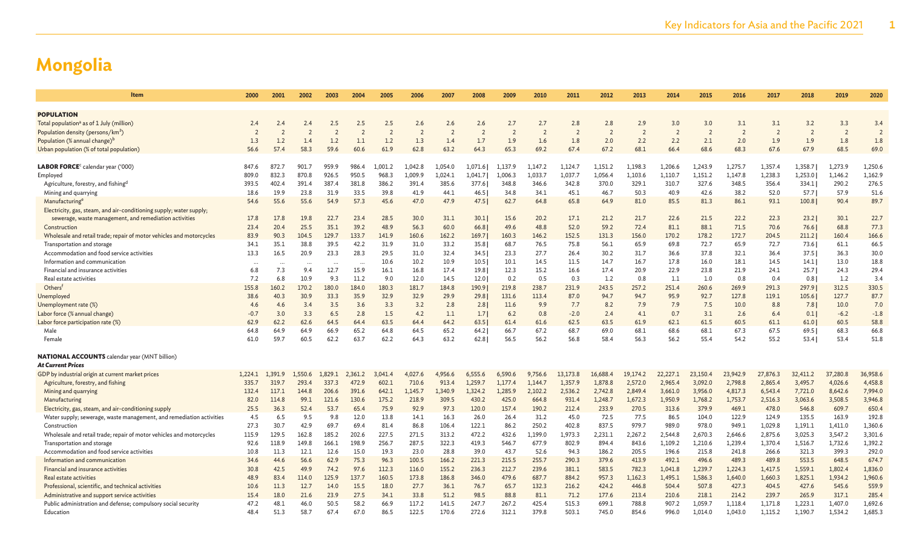# Mongolia

| Item | 2000 | 2001 | 2002 | 2003 | 2004 | 2005 | 2006 | 2007 | 2008 | 2009 | 2010 | 2011 | 2012 | 2013 | 2014 | 2015 | 2016 | 2017 | 2018 | 2019 | 2020 |
|---|---|---|---|---|---|---|---|---|---|---|---|---|---|---|---|---|---|---|---|---|---|
| **POPULATION** | | | | | | | | | | | | | | | | | | | | | |
| Total population[a] as of 1 July (million) | 2.4 | 2.4 | 2.4 | 2.5 | 2.5 | 2.5 | 2.6 | 2.6 | 2.6 | 2.7 | 2.7 | 2.8 | 2.8 | 2.9 | 3.0 | 3.0 | 3.1 | 3.1 | 3.2 | 3.3 | 3.4 |
| Population density (persons/km²) | 2 | 2 | 2 | 2 | 2 | 2 | 2 | 2 | 2 | 2 | 2 | 2 | 2 | 2 | 2 | 2 | 2 | 2 | 2 | 2 | 2 |
| Population (% annual change)[b] | 1.3 | 1.2 | 1.4 | 1.2 | 1.1 | 1.2 | 1.3 | 1.4 | 1.7 | 1.9 | 1.6 | 1.8 | 2.0 | 2.2 | 2.2 | 2.1 | 2.0 | 1.9 | 1.9 | 1.8 | 1.8 |
| Urban population (% of total population) | 56.6 | 57.4 | 58.3 | 59.6 | 60.6 | 61.9 | 62.8 | 63.2 | 64.3 | 65.3 | 69.2 | 67.4 | 67.2 | 68.1 | 66.4 | 68.6 | 68.3 | 67.6 | 67.9 | 68.5 | 69.0 |
| **LABOR FORCE**[c] calendar year ('000) | 847.6 | 872.7 | 901.7 | 959.9 | 986.4 | 1,001.2 | 1,042.8 | 1,054.0 | 1,071.6 | 1,137.9 | 1,147.2 | 1,124.7 | 1,151.2 | 1,198.3 | 1,206.6 | 1,243.9 | 1,275.7 | 1,357.4 | 1,358.7 | 1,273.9 | 1,250.6 |
| Employed | 809.0 | 832.3 | 870.8 | 926.5 | 950.5 | 968.3 | 1,009.9 | 1,024.1 | 1,041.7 | 1,006.3 | 1,033.7 | 1,037.7 | 1,056.4 | 1,103.6 | 1,110.7 | 1,151.2 | 1,147.8 | 1,238.3 | 1,253.0 | 1,146.2 | 1,162.9 |
| Agriculture, forestry, and fishing[d] | 393.5 | 402.4 | 391.4 | 387.4 | 381.8 | 386.2 | 391.4 | 385.6 | 377.6 | 348.8 | 346.6 | 342.8 | 370.0 | 329.1 | 310.7 | 327.6 | 348.5 | 356.4 | 334.1 | 290.2 | 276.5 |
| Mining and quarrying | 18.6 | 19.9 | 23.8 | 31.9 | 33.5 | 39.8 | 41.9 | 44.1 | 46.5 | 34.8 | 34.1 | 45.1 | 46.7 | 50.3 | 40.9 | 42.6 | 38.2 | 52.0 | 57.7 | 57.9 | 51.6 |
| Manufacturing[e] | 54.6 | 55.6 | 55.6 | 54.9 | 57.3 | 45.6 | 47.0 | 47.9 | 47.5 | 62.7 | 64.8 | 65.8 | 64.9 | 81.0 | 85.5 | 81.3 | 86.1 | 93.1 | 100.8 | 90.4 | 89.7 |
| Electricity, gas, steam, and air-conditioning supply; water supply; sewerage, waste management, and remediation activities | 17.8 | 17.8 | 19.8 | 22.7 | 23.4 | 28.5 | 30.0 | 31.1 | 30.1 | 15.6 | 20.2 | 17.1 | 21.2 | 21.7 | 22.6 | 21.5 | 22.2 | 22.3 | 23.2 | 30.1 | 22.7 |
| Construction | 23.4 | 20.4 | 25.5 | 35.1 | 39.2 | 48.9 | 56.3 | 60.0 | 66.8 | 49.6 | 48.8 | 52.0 | 59.2 | 72.4 | 81.1 | 88.1 | 71.5 | 70.6 | 76.6 | 68.8 | 77.3 |
| Wholesale and retail trade; repair of motor vehicles and motorcycles | 83.9 | 90.3 | 104.5 | 129.7 | 133.7 | 141.9 | 160.6 | 162.2 | 169.7 | 160.3 | 146.2 | 152.5 | 131.3 | 156.0 | 170.2 | 178.2 | 172.7 | 204.5 | 211.2 | 160.4 | 166.6 |
| Transportation and storage | 34.1 | 35.1 | 38.8 | 39.5 | 42.2 | 31.9 | 31.0 | 33.2 | 35.8 | 68.7 | 76.5 | 75.8 | 56.1 | 65.9 | 69.8 | 72.7 | 65.9 | 72.7 | 73.6 | 61.1 | 66.5 |
| Accommodation and food service activities | 13.3 | 16.5 | 20.9 | 23.3 | 28.3 | 29.5 | 31.0 | 32.4 | 34.5 | 23.3 | 27.7 | 26.4 | 30.2 | 31.7 | 36.6 | 37.8 | 32.1 | 36.4 | 37.5 | 36.3 | 30.0 |
| Information and communication | ... | ... | ... | ... | ... | 10.6 | 10.2 | 10.9 | 10.5 | 10.1 | 14.5 | 11.5 | 14.7 | 16.7 | 17.8 | 16.0 | 18.1 | 14.5 | 14.1 | 13.0 | 18.8 |
| Financial and insurance activities | 6.8 | 7.3 | 9.4 | 12.7 | 15.9 | 16.1 | 16.8 | 17.4 | 19.8 | 12.3 | 15.2 | 16.6 | 17.4 | 20.9 | 22.9 | 23.8 | 21.9 | 24.1 | 25.7 | 24.3 | 29.4 |
| Real estate activities | 7.2 | 6.8 | 10.9 | 9.3 | 11.2 | 9.0 | 12.0 | 14.5 | 12.0 | 0.2 | 0.5 | 0.3 | 1.2 | 0.8 | 1.1 | 1.0 | 0.8 | 0.4 | 0.8 | 1.2 | 3.4 |
| Others[f] | 155.8 | 160.2 | 170.2 | 180.0 | 184.0 | 180.3 | 181.7 | 184.8 | 190.9 | 219.8 | 238.7 | 231.9 | 243.5 | 257.2 | 251.4 | 260.6 | 269.9 | 291.3 | 297.9 | 312.5 | 330.5 |
| Unemployed | 38.6 | 40.3 | 30.9 | 33.3 | 35.9 | 32.9 | 32.9 | 29.9 | 29.8 | 131.6 | 113.4 | 87.0 | 94.7 | 94.7 | 95.9 | 92.7 | 127.8 | 119.1 | 105.6 | 127.7 | 87.7 |
| Unemployment rate (%) | 4.6 | 4.6 | 3.4 | 3.5 | 3.6 | 3.3 | 3.2 | 2.8 | 2.8 | 11.6 | 9.9 | 7.7 | 8.2 | 7.9 | 7.9 | 7.5 | 10.0 | 8.8 | 7.8 | 10.0 | 7.0 |
| Labor force (% annual change) | -0.7 | 3.0 | 3.3 | 6.5 | 2.8 | 1.5 | 4.2 | 1.1 | 1.7 | 6.2 | 0.8 | -2.0 | 2.4 | 4.1 | 0.7 | 3.1 | 2.6 | 6.4 | 0.1 | -6.2 | -1.8 |
| Labor force participation rate (%) | 62.9 | 62.2 | 62.6 | 64.5 | 64.4 | 63.5 | 64.4 | 64.2 | 63.5 | 61.4 | 61.6 | 62.5 | 63.5 | 61.9 | 62.1 | 61.5 | 60.5 | 61.1 | 61.0 | 60.5 | 58.8 |
| Male | 64.8 | 64.9 | 64.9 | 66.9 | 65.2 | 64.8 | 64.5 | 65.2 | 64.2 | 66.7 | 67.2 | 68.7 | 69.0 | 68.1 | 68.6 | 68.1 | 67.3 | 67.5 | 69.5 | 68.3 | 66.8 |
| Female | 61.0 | 59.7 | 60.5 | 62.2 | 63.7 | 62.2 | 64.3 | 63.2 | 62.8 | 56.5 | 56.2 | 56.8 | 58.4 | 56.3 | 56.2 | 55.4 | 54.2 | 55.2 | 53.4 | 53.4 | 51.8 |
| **NATIONAL ACCOUNTS** calendar year (MNT billion) | | | | | | | | | | | | | | | | | | | | | |
| ***At Current Prices*** | | | | | | | | | | | | | | | | | | | | | |
| GDP by industrial origin at current market prices | 1,224.1 | 1,391.9 | 1,550.6 | 1,829.1 | 2,361.2 | 3,041.4 | 4,027.6 | 4,956.6 | 6,555.6 | 6,590.6 | 9,756.6 | 13,173.8 | 16,688.4 | 19,174.2 | 22,227.1 | 23,150.4 | 23,942.9 | 27,876.3 | 32,411.2 | 37,280.8 | 36,958.6 |
| Agriculture, forestry, and fishing | 335.7 | 319.7 | 293.4 | 337.3 | 472.9 | 602.1 | 710.6 | 913.4 | 1,259.7 | 1,177.4 | 1,144.7 | 1,357.9 | 1,878.8 | 2,572.0 | 2,965.4 | 3,092.0 | 2,798.8 | 2,865.4 | 3,495.7 | 4,026.6 | 4,458.8 |
| Mining and quarrying | 132.4 | 117.1 | 144.8 | 206.6 | 391.6 | 642.1 | 1,145.7 | 1,340.9 | 1,324.2 | 1,285.9 | 2,102.2 | 2,536.2 | 2,742.8 | 2,849.4 | 3,661.0 | 3,956.0 | 4,817.3 | 6,543.4 | 7,721.0 | 8,642.6 | 7,994.0 |
| Manufacturing | 82.0 | 114.8 | 99.1 | 121.6 | 130.6 | 175.2 | 218.9 | 309.5 | 430.2 | 425.0 | 664.8 | 931.4 | 1,248.7 | 1,672.3 | 1,950.9 | 1,768.2 | 1,753.7 | 2,516.3 | 3,063.6 | 3,508.5 | 3,946.8 |
| Electricity, gas, steam, and air-conditioning supply | 25.5 | 36.3 | 52.4 | 53.7 | 65.4 | 75.9 | 92.9 | 97.3 | 120.0 | 157.4 | 190.2 | 212.4 | 233.9 | 270.5 | 313.6 | 379.9 | 469.1 | 478.0 | 546.8 | 609.7 | 650.4 |
| Water supply; sewerage, waste management, and remediation activities | 4.5 | 6.5 | 9.5 | 9.8 | 12.0 | 13.8 | 14.1 | 16.3 | 26.0 | 26.4 | 31.2 | 45.0 | 72.5 | 77.5 | 86.5 | 104.0 | 122.9 | 124.9 | 135.5 | 163.9 | 192.8 |
| Construction | 27.3 | 30.7 | 42.9 | 69.7 | 69.4 | 81.4 | 86.8 | 106.4 | 122.1 | 86.2 | 250.2 | 402.8 | 837.5 | 979.7 | 989.0 | 978.0 | 949.1 | 1,029.8 | 1,191.1 | 1,411.0 | 1,360.6 |
| Wholesale and retail trade; repair of motor vehicles and motorcycles | 115.9 | 129.5 | 162.8 | 185.2 | 202.6 | 227.5 | 271.5 | 313.2 | 472.2 | 432.6 | 1,199.0 | 1,973.3 | 2,231.1 | 2,267.2 | 2,544.8 | 2,670.3 | 2,646.6 | 2,875.6 | 3,025.3 | 3,547.2 | 3,301.6 |
| Transportation and storage | 92.6 | 118.9 | 149.8 | 166.1 | 198.9 | 256.7 | 287.5 | 322.3 | 419.3 | 546.7 | 677.9 | 802.9 | 894.4 | 843.6 | 1,109.2 | 1,210.6 | 1,239.4 | 1,370.4 | 1,516.7 | 1,732.6 | 1,392.2 |
| Accommodation and food service activities | 10.8 | 11.3 | 12.1 | 12.6 | 15.0 | 19.3 | 23.0 | 28.8 | 39.0 | 43.7 | 52.6 | 94.3 | 186.2 | 205.5 | 196.6 | 215.8 | 241.8 | 266.6 | 321.3 | 399.3 | 292.0 |
| Information and communication | 34.6 | 44.6 | 56.6 | 62.9 | 75.3 | 96.3 | 100.5 | 166.2 | 221.3 | 215.5 | 255.7 | 290.3 | 379.6 | 413.9 | 492.1 | 496.6 | 489.3 | 489.8 | 553.5 | 648.5 | 674.7 |
| Financial and insurance activities | 30.8 | 42.5 | 49.9 | 74.2 | 97.6 | 112.3 | 116.0 | 155.2 | 236.3 | 212.7 | 239.6 | 381.1 | 583.5 | 782.3 | 1,041.8 | 1,239.7 | 1,224.3 | 1,417.5 | 1,559.1 | 1,802.4 | 1,836.0 |
| Real estate activities | 48.9 | 83.4 | 114.0 | 125.9 | 137.7 | 160.5 | 173.8 | 186.8 | 346.0 | 479.6 | 687.7 | 884.2 | 957.3 | 1,162.3 | 1,495.1 | 1,586.3 | 1,640.0 | 1,660.3 | 1,825.1 | 1,934.2 | 1,960.6 |
| Professional, scientific, and technical activities | 10.6 | 11.3 | 12.7 | 14.0 | 15.5 | 18.0 | 27.7 | 36.1 | 76.7 | 65.7 | 132.3 | 216.2 | 424.2 | 446.8 | 504.4 | 507.8 | 427.3 | 404.5 | 427.6 | 545.6 | 559.9 |
| Administrative and support service activities | 15.4 | 18.0 | 21.6 | 23.9 | 27.5 | 34.1 | 33.8 | 51.2 | 98.5 | 88.8 | 81.1 | 71.2 | 177.6 | 213.4 | 210.6 | 218.1 | 214.2 | 239.7 | 265.9 | 317.1 | 285.4 |
| Public administration and defense; compulsory social security | 47.2 | 48.1 | 46.0 | 50.5 | 58.2 | 66.9 | 117.2 | 141.5 | 247.7 | 267.2 | 425.4 | 515.3 | 699.1 | 788.8 | 907.2 | 1,059.7 | 1,118.4 | 1,171.8 | 1,223.1 | 1,407.0 | 1,692.6 |
| Education | 48.4 | 51.3 | 58.7 | 67.4 | 67.0 | 86.5 | 122.5 | 170.6 | 272.6 | 312.1 | 379.8 | 503.1 | 745.0 | 854.6 | 996.0 | 1,014.0 | 1,043.0 | 1,115.2 | 1,190.7 | 1,534.2 | 1,685.3 |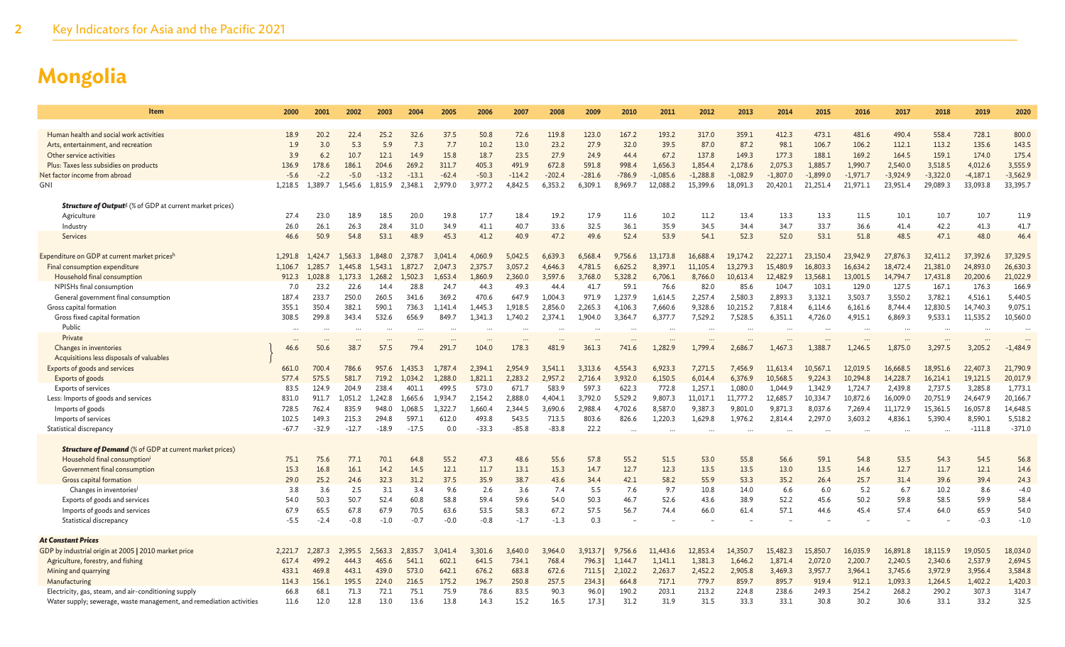# Mongolia

| Item | 2000 | 2001 | 2002 | 2003 | 2004 | 2005 | 2006 | 2007 | 2008 | 2009 | 2010 | 2011 | 2012 | 2013 | 2014 | 2015 | 2016 | 2017 | 2018 | 2019 | 2020 |
|---|---|---|---|---|---|---|---|---|---|---|---|---|---|---|---|---|---|---|---|---|---|
| Human health and social work activities | 18.9 | 20.2 | 22.4 | 25.2 | 32.6 | 37.5 | 50.8 | 72.6 | 119.8 | 123.0 | 167.2 | 193.2 | 317.0 | 359.1 | 412.3 | 473.1 | 481.6 | 490.4 | 558.4 | 728.1 | 800.0 |
| Arts, entertainment, and recreation | 1.9 | 3.0 | 5.3 | 5.9 | 7.3 | 7.7 | 10.2 | 13.0 | 23.2 | 27.9 | 32.0 | 39.5 | 87.0 | 87.2 | 98.1 | 106.7 | 106.2 | 112.1 | 113.2 | 135.6 | 143.5 |
| Other service activities | 3.9 | 6.2 | 10.7 | 12.1 | 14.9 | 15.8 | 18.7 | 23.5 | 27.9 | 24.9 | 44.4 | 67.2 | 137.8 | 149.3 | 177.3 | 188.1 | 169.2 | 164.5 | 159.1 | 174.0 | 175.4 |
| Plus: Taxes less subsidies on products | 136.9 | 178.6 | 186.1 | 204.6 | 269.2 | 311.7 | 405.3 | 491.9 | 672.8 | 591.8 | 998.4 | 1,656.3 | 1,854.4 | 2,178.6 | 2,075.3 | 1,885.7 | 1,990.7 | 2,540.0 | 3,518.5 | 4,012.6 | 3,555.9 |
| Net factor income from abroad | -5.6 | -2.2 | -5.0 | -13.2 | -13.1 | -62.4 | -50.3 | -114.2 | -202.4 | -281.6 | -786.9 | -1,085.6 | -1,288.8 | -1,082.9 | -1,807.0 | -1,899.0 | -1,971.7 | -3,924.9 | -3,322.0 | -4,187.1 | -3,562.9 |
| GNI | 1,218.5 | 1,389.7 | 1,545.6 | 1,815.9 | 2,348.1 | 2,979.0 | 3,977.2 | 4,842.5 | 6,353.2 | 6,309.1 | 8,969.7 | 12,088.2 | 15,399.6 | 18,091.3 | 20,420.1 | 21,251.4 | 21,971.1 | 23,951.4 | 29,089.3 | 33,093.8 | 33,395.7 |
| ***Structure of Output***[g] (% of GDP at current market prices) | | | | | | | | | | | | | | | | | | | | | |
| Agriculture | 27.4 | 23.0 | 18.9 | 18.5 | 20.0 | 19.8 | 17.7 | 18.4 | 19.2 | 17.9 | 11.6 | 10.2 | 11.2 | 13.4 | 13.3 | 13.3 | 11.5 | 10.1 | 10.7 | 10.7 | 11.9 |
| Industry | 26.0 | 26.1 | 26.3 | 28.4 | 31.0 | 34.9 | 41.1 | 40.7 | 33.6 | 32.5 | 36.1 | 35.9 | 34.5 | 34.4 | 34.7 | 33.7 | 36.6 | 41.4 | 42.2 | 41.3 | 41.7 |
| Services | 46.6 | 50.9 | 54.8 | 53.1 | 48.9 | 45.3 | 41.2 | 40.9 | 47.2 | 49.6 | 52.4 | 53.9 | 54.1 | 52.3 | 52.0 | 53.1 | 51.8 | 48.5 | 47.1 | 48.0 | 46.4 |
| Expenditure on GDP at current market prices[h] | 1,291.8 | 1,424.7 | 1,563.3 | 1,848.0 | 2,378.7 | 3,041.4 | 4,060.9 | 5,042.5 | 6,639.3 | 6,568.4 | 9,756.6 | 13,173.8 | 16,688.4 | 19,174.2 | 22,227.1 | 23,150.4 | 23,942.9 | 27,876.3 | 32,411.2 | 37,392.6 | 37,329.5 |
| Final consumption expenditure | 1,106.7 | 1,285.7 | 1,445.8 | 1,543.1 | 1,872.7 | 2,047.3 | 2,375.7 | 3,057.2 | 4,646.3 | 4,781.5 | 6,625.2 | 8,397.1 | 11,105.4 | 13,279.3 | 15,480.9 | 16,803.3 | 16,634.2 | 18,472.4 | 21,381.0 | 24,893.0 | 26,630.3 |
| Household final consumption | 912.3 | 1,028.8 | 1,173.3 | 1,268.2 | 1,502.3 | 1,653.4 | 1,860.9 | 2,360.0 | 3,597.6 | 3,768.0 | 5,328.2 | 6,706.1 | 8,766.0 | 10,613.4 | 12,482.9 | 13,568.1 | 13,001.5 | 14,794.7 | 17,431.8 | 20,200.6 | 21,022.9 |
| NPISHs final consumption | 7.0 | 23.2 | 22.6 | 14.4 | 28.8 | 24.7 | 44.3 | 49.3 | 44.4 | 41.7 | 59.1 | 76.6 | 82.0 | 85.6 | 104.7 | 103.1 | 129.0 | 127.5 | 167.1 | 176.3 | 166.9 |
| General government final consumption | 187.4 | 233.7 | 250.0 | 260.5 | 341.6 | 369.2 | 470.6 | 647.9 | 1,004.3 | 971.9 | 1,237.9 | 1,614.5 | 2,257.4 | 2,580.3 | 2,893.3 | 3,132.1 | 3,503.7 | 3,550.2 | 3,782.1 | 4,516.1 | 5,440.5 |
| Gross capital formation | 355.1 | 350.4 | 382.1 | 590.1 | 736.3 | 1,141.4 | 1,445.3 | 1,918.5 | 2,856.0 | 2,265.3 | 4,106.3 | 7,660.6 | 9,328.6 | 10,215.2 | 7,818.4 | 6,114.6 | 6,161.6 | 8,744.4 | 12,830.5 | 14,740.3 | 9,075.1 |
| Gross fixed capital formation | 308.5 | 299.8 | 343.4 | 532.6 | 656.9 | 849.7 | 1,341.3 | 1,740.2 | 2,374.1 | 1,904.0 | 3,364.7 | 6,377.7 | 7,529.2 | 7,528.5 | 6,351.1 | 4,726.0 | 4,915.1 | 6,869.3 | 9,533.1 | 11,535.2 | 10,560.0 |
| Public | ... | ... | ... | ... | ... | ... | ... | ... | ... | ... | ... | ... | ... | ... | ... | ... | ... | ... | ... | ... | ... |
| Private | ... | ... | ... | ... | ... | ... | ... | ... | ... | ... | ... | ... | ... | ... | ... | ... | ... | ... | ... | ... | ... |
| Changes in inventories / Acquisitions less disposals of valuables | 46.6 | 50.6 | 38.7 | 57.5 | 79.4 | 291.7 | 104.0 | 178.3 | 481.9 | 361.3 | 741.6 | 1,282.9 | 1,799.4 | 2,686.7 | 1,467.3 | 1,388.7 | 1,246.5 | 1,875.0 | 3,297.5 | 3,205.2 | -1,484.9 |
| Exports of goods and services | 661.0 | 700.4 | 786.6 | 957.6 | 1,435.3 | 1,787.4 | 2,394.1 | 2,954.9 | 3,541.1 | 3,313.6 | 4,554.3 | 6,923.3 | 7,271.5 | 7,456.9 | 11,613.4 | 10,567.1 | 12,019.5 | 16,668.5 | 18,951.6 | 22,407.3 | 21,790.9 |
| Exports of goods | 577.4 | 575.5 | 581.7 | 719.2 | 1,034.2 | 1,288.0 | 1,821.1 | 2,283.2 | 2,957.2 | 2,716.4 | 3,932.0 | 6,150.5 | 6,014.4 | 6,376.9 | 10,568.5 | 9,224.3 | 10,294.8 | 14,228.7 | 16,214.1 | 19,121.5 | 20,017.9 |
| Exports of services | 83.5 | 124.9 | 204.9 | 238.4 | 401.1 | 499.5 | 573.0 | 671.7 | 583.9 | 597.3 | 622.3 | 772.8 | 1,257.1 | 1,080.0 | 1,044.9 | 1,342.9 | 1,724.7 | 2,439.8 | 2,737.5 | 3,285.8 | 1,773.1 |
| Less: Imports of goods and services | 831.0 | 911.7 | 1,051.2 | 1,242.8 | 1,665.6 | 1,934.7 | 2,154.2 | 2,888.0 | 4,404.1 | 3,792.0 | 5,529.2 | 9,807.3 | 11,017.1 | 11,777.2 | 12,685.7 | 10,334.7 | 10,872.6 | 16,009.0 | 20,751.9 | 24,647.9 | 20,166.7 |
| Imports of goods | 728.5 | 762.4 | 835.9 | 948.0 | 1,068.5 | 1,322.7 | 1,660.4 | 2,344.5 | 3,690.6 | 2,988.4 | 4,702.6 | 8,587.0 | 9,387.3 | 9,801.0 | 9,871.3 | 8,037.6 | 7,269.4 | 11,172.9 | 15,361.5 | 16,057.8 | 14,648.5 |
| Imports of services | 102.5 | 149.3 | 215.3 | 294.8 | 597.1 | 612.0 | 493.8 | 543.5 | 713.5 | 803.6 | 826.6 | 1,220.3 | 1,629.8 | 1,976.2 | 2,814.4 | 2,297.0 | 3,603.2 | 4,836.1 | 5,390.4 | 8,590.1 | 5,518.2 |
| Statistical discrepancy | -67.7 | -32.9 | -12.7 | -18.9 | -17.5 | 0.0 | -33.3 | -85.8 | -83.8 | 22.2 | ... | ... | ... | ... | ... | ... | ... | ... | ... | -111.8 | -371.0 |
| ***Structure of Demand*** (% of GDP at current market prices) | | | | | | | | | | | | | | | | | | | | | |
| Household final consumption[i] | 75.1 | 75.6 | 77.1 | 70.1 | 64.8 | 55.2 | 47.3 | 48.6 | 55.6 | 57.8 | 55.2 | 51.5 | 53.0 | 55.8 | 56.6 | 59.1 | 54.8 | 53.5 | 54.3 | 54.5 | 56.8 |
| Government final consumption | 15.3 | 16.8 | 16.1 | 14.2 | 14.5 | 12.1 | 11.7 | 13.1 | 15.3 | 14.7 | 12.7 | 12.3 | 13.5 | 13.5 | 13.0 | 13.5 | 14.6 | 12.7 | 11.7 | 12.1 | 14.6 |
| Gross capital formation | 29.0 | 25.2 | 24.6 | 32.3 | 31.2 | 37.5 | 35.9 | 38.7 | 43.6 | 34.4 | 42.1 | 58.2 | 55.9 | 53.3 | 35.2 | 26.4 | 25.7 | 31.4 | 39.6 | 39.4 | 24.3 |
| Changes in inventories[j] | 3.8 | 3.6 | 2.5 | 3.1 | 3.4 | 9.6 | 2.6 | 3.6 | 7.4 | 5.5 | 7.6 | 9.7 | 10.8 | 14.0 | 6.6 | 6.0 | 5.2 | 6.7 | 10.2 | 8.6 | -4.0 |
| Exports of goods and services | 54.0 | 50.3 | 50.7 | 52.4 | 60.8 | 58.8 | 59.4 | 59.6 | 54.0 | 50.3 | 46.7 | 52.6 | 43.6 | 38.9 | 52.2 | 45.6 | 50.2 | 59.8 | 58.5 | 59.9 | 58.4 |
| Imports of goods and services | 67.9 | 65.5 | 67.8 | 67.9 | 70.5 | 63.6 | 53.5 | 58.3 | 67.2 | 57.5 | 56.7 | 74.4 | 66.0 | 61.4 | 57.1 | 44.6 | 45.4 | 57.4 | 64.0 | 65.9 | 54.0 |
| Statistical discrepancy | -5.5 | -2.4 | -0.8 | -1.0 | -0.7 | -0.0 | -0.8 | -1.7 | -1.3 | 0.3 | – | – | – | – | – | – | – | – | – | -0.3 | -1.0 |
| ***At Constant Prices*** | | | | | | | | | | | | | | | | | | | | | |
| GDP by industrial origin at 2005 \| 2010 market price | 2,221.7 | 2,287.3 | 2,395.5 | 2,563.3 | 2,835.7 | 3,041.4 | 3,301.6 | 3,640.0 | 3,964.0 | 3,913.7 \| | 9,756.6 | 11,443.6 | 12,853.4 | 14,350.7 | 15,482.3 | 15,850.7 | 16,035.9 | 16,891.8 | 18,115.9 | 19,050.5 | 18,034.0 |
| Agriculture, forestry, and fishing | 617.4 | 499.2 | 444.3 | 465.6 | 541.1 | 602.1 | 641.5 | 734.1 | 768.4 | 796.3 \| | 1,144.7 | 1,141.1 | 1,381.3 | 1,646.2 | 1,871.4 | 2,072.0 | 2,200.7 | 2,240.5 | 2,340.6 | 2,537.9 | 2,694.5 |
| Mining and quarrying | 433.1 | 469.8 | 443.1 | 439.0 | 573.0 | 642.1 | 676.2 | 683.8 | 672.6 | 711.5 \| | 2,102.2 | 2,263.7 | 2,452.2 | 2,905.8 | 3,469.3 | 3,957.7 | 3,964.1 | 3,745.6 | 3,972.9 | 3,956.4 | 3,584.8 |
| Manufacturing | 114.3 | 156.1 | 195.5 | 224.0 | 216.5 | 175.2 | 196.7 | 250.8 | 257.5 | 234.3 \| | 664.8 | 717.1 | 779.7 | 859.7 | 895.7 | 919.4 | 912.1 | 1,093.3 | 1,264.5 | 1,402.2 | 1,420.3 |
| Electricity, gas, steam, and air-conditioning supply | 66.8 | 68.1 | 71.3 | 72.1 | 75.1 | 75.9 | 78.6 | 83.5 | 90.3 | 96.0 \| | 190.2 | 203.1 | 213.2 | 224.8 | 238.6 | 249.3 | 254.2 | 268.2 | 290.2 | 307.3 | 314.7 |
| Water supply; sewerage, waste management, and remediation activities | 11.6 | 12.0 | 12.8 | 13.0 | 13.6 | 13.8 | 14.3 | 15.2 | 16.5 | 17.3 \| | 31.2 | 31.9 | 31.5 | 33.3 | 33.1 | 30.8 | 30.2 | 30.6 | 33.1 | 33.2 | 32.5 |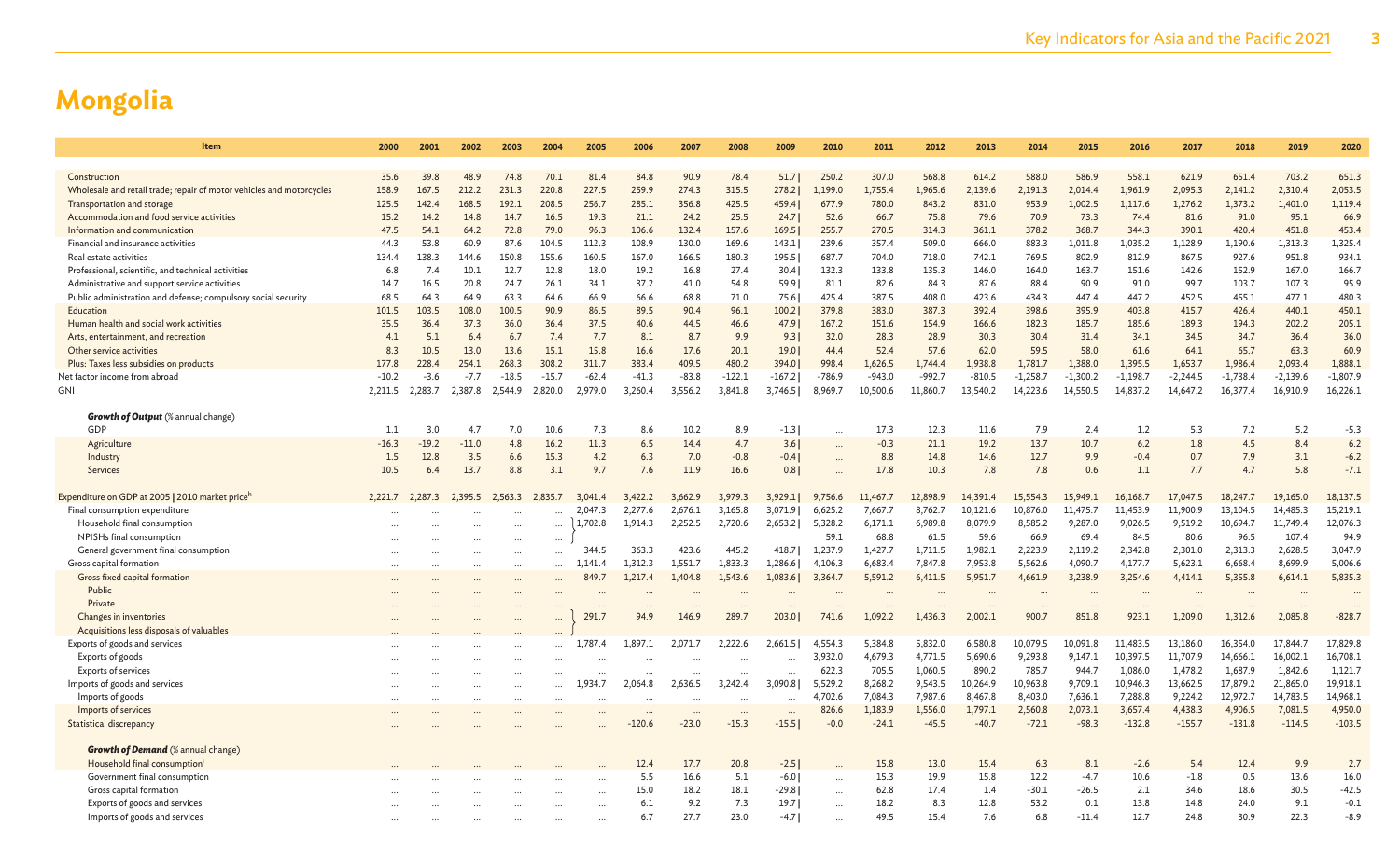# Mongolia

| Item | 2000 | 2001 | 2002 | 2003 | 2004 | 2005 | 2006 | 2007 | 2008 | 2009 | 2010 | 2011 | 2012 | 2013 | 2014 | 2015 | 2016 | 2017 | 2018 | 2019 | 2020 |
|---|---|---|---|---|---|---|---|---|---|---|---|---|---|---|---|---|---|---|---|---|---|
| Construction | 35.6 | 39.8 | 48.9 | 74.8 | 70.1 | 81.4 | 84.8 | 90.9 | 78.4 | 51.7 | 250.2 | 307.0 | 568.8 | 614.2 | 588.0 | 586.9 | 558.1 | 621.9 | 651.4 | 703.2 | 651.3 |
| Wholesale and retail trade; repair of motor vehicles and motorcycles | 158.9 | 167.5 | 212.2 | 231.3 | 220.8 | 227.5 | 259.9 | 274.3 | 315.5 | 278.2 | 1,199.0 | 1,755.4 | 1,965.6 | 2,139.6 | 2,191.3 | 2,014.4 | 1,961.9 | 2,095.3 | 2,141.2 | 2,310.4 | 2,053.5 |
| Transportation and storage | 125.5 | 142.4 | 168.5 | 192.1 | 208.5 | 256.7 | 285.1 | 356.8 | 425.5 | 459.4 | 677.9 | 780.0 | 843.2 | 831.0 | 953.9 | 1,002.5 | 1,117.6 | 1,276.2 | 1,373.2 | 1,401.0 | 1,119.4 |
| Accommodation and food service activities | 15.2 | 14.2 | 14.8 | 14.7 | 16.5 | 19.3 | 21.1 | 24.2 | 25.5 | 24.7 | 52.6 | 66.7 | 75.8 | 79.6 | 70.9 | 73.3 | 74.4 | 81.6 | 91.0 | 95.1 | 66.9 |
| Information and communication | 47.5 | 54.1 | 64.2 | 72.8 | 79.0 | 96.3 | 106.6 | 132.4 | 157.6 | 169.5 | 255.7 | 270.5 | 314.3 | 361.1 | 378.2 | 368.7 | 344.3 | 390.1 | 420.4 | 451.8 | 453.4 |
| Financial and insurance activities | 44.3 | 53.8 | 60.9 | 87.6 | 104.5 | 112.3 | 108.9 | 130.0 | 169.6 | 143.1 | 239.6 | 357.4 | 509.0 | 666.0 | 883.3 | 1,011.8 | 1,035.2 | 1,128.9 | 1,190.6 | 1,313.3 | 1,325.4 |
| Real estate activities | 134.4 | 138.3 | 144.6 | 150.8 | 155.6 | 160.5 | 167.0 | 166.5 | 180.3 | 195.5 | 687.7 | 704.0 | 718.0 | 742.1 | 769.5 | 802.9 | 812.9 | 867.5 | 927.6 | 951.8 | 934.1 |
| Professional, scientific, and technical activities | 6.8 | 7.4 | 10.1 | 12.7 | 12.8 | 18.0 | 19.2 | 16.8 | 27.4 | 30.4 | 132.3 | 133.8 | 135.3 | 146.0 | 164.0 | 163.7 | 151.6 | 142.6 | 152.9 | 167.0 | 166.7 |
| Administrative and support service activities | 14.7 | 16.5 | 20.8 | 24.7 | 26.1 | 34.1 | 37.2 | 41.0 | 54.8 | 59.9 | 81.1 | 82.6 | 84.3 | 87.6 | 88.4 | 90.9 | 91.0 | 99.7 | 103.7 | 107.3 | 95.9 |
| Public administration and defense; compulsory social security | 68.5 | 64.3 | 64.9 | 63.3 | 64.6 | 66.9 | 66.6 | 68.8 | 71.0 | 75.6 | 425.4 | 387.5 | 408.0 | 423.6 | 434.3 | 447.4 | 447.2 | 452.5 | 455.1 | 477.1 | 480.3 |
| Education | 101.5 | 103.5 | 108.0 | 100.5 | 90.9 | 86.5 | 89.5 | 90.4 | 96.1 | 100.2 | 379.8 | 383.0 | 387.3 | 392.4 | 398.6 | 395.9 | 403.8 | 415.7 | 426.4 | 440.1 | 450.1 |
| Human health and social work activities | 35.5 | 36.4 | 37.3 | 36.0 | 36.4 | 37.5 | 40.6 | 44.5 | 46.6 | 47.9 | 167.2 | 151.6 | 154.9 | 166.6 | 182.3 | 185.7 | 185.6 | 189.3 | 194.3 | 202.2 | 205.1 |
| Arts, entertainment, and recreation | 4.1 | 5.1 | 6.4 | 6.7 | 7.4 | 7.7 | 8.1 | 8.7 | 9.9 | 9.3 | 32.0 | 28.3 | 28.9 | 30.3 | 30.4 | 31.4 | 34.1 | 34.5 | 34.7 | 36.4 | 36.0 |
| Other service activities | 8.3 | 10.5 | 13.0 | 13.6 | 15.1 | 15.8 | 16.6 | 17.6 | 20.1 | 19.0 | 44.4 | 52.4 | 57.6 | 62.0 | 59.5 | 58.0 | 61.6 | 64.1 | 65.7 | 63.3 | 60.9 |
| Plus: Taxes less subsidies on products | 177.8 | 228.4 | 254.1 | 268.3 | 308.2 | 311.7 | 383.4 | 409.5 | 480.2 | 394.0 | 998.4 | 1,626.5 | 1,744.4 | 1,938.8 | 1,781.7 | 1,388.0 | 1,395.5 | 1,653.7 | 1,986.4 | 2,093.4 | 1,888.1 |
| Net factor income from abroad | -10.2 | -3.6 | -7.7 | -18.5 | -15.7 | -62.4 | -41.3 | -83.8 | -122.1 | -167.2 | -786.9 | -943.0 | -992.7 | -810.5 | -1,258.7 | -1,300.2 | -1,198.7 | -2,244.5 | -1,738.4 | -2,139.6 | -1,807.9 |
| GNI | 2,211.5 | 2,283.7 | 2,387.8 | 2,544.9 | 2,820.0 | 2,979.0 | 3,260.4 | 3,556.2 | 3,841.8 | 3,746.5 | 8,969.7 | 10,500.6 | 11,860.7 | 13,540.2 | 14,223.6 | 14,550.5 | 14,837.2 | 14,647.2 | 16,377.4 | 16,910.9 | 16,226.1 |
| ***Growth of Output*** **(% annual change)** | | | | | | | | | | | | | | | | | | | | | |
| GDP | 1.1 | 3.0 | 4.7 | 7.0 | 10.6 | 7.3 | 8.6 | 10.2 | 8.9 | -1.3 | ... | 17.3 | 12.3 | 11.6 | 7.9 | 2.4 | 1.2 | 5.3 | 7.2 | 5.2 | -5.3 |
| Agriculture | -16.3 | -19.2 | -11.0 | 4.8 | 16.2 | 11.3 | 6.5 | 14.4 | 4.7 | 3.6 | ... | -0.3 | 21.1 | 19.2 | 13.7 | 10.7 | 6.2 | 1.8 | 4.5 | 8.4 | 6.2 |
| Industry | 1.5 | 12.8 | 3.5 | 6.6 | 15.3 | 4.2 | 6.3 | 7.0 | -0.8 | -0.4 | ... | 8.8 | 14.8 | 14.6 | 12.7 | 9.9 | -0.4 | 0.7 | 7.9 | 3.1 | -6.2 |
| Services | 10.5 | 6.4 | 13.7 | 8.8 | 3.1 | 9.7 | 7.6 | 11.9 | 16.6 | 0.8 | ... | 17.8 | 10.3 | 7.8 | 7.8 | 0.6 | 1.1 | 7.7 | 4.7 | 5.8 | -7.1 |
| Expenditure on GDP at 2005 \| 2010 market price[h] | 2,221.7 | 2,287.3 | 2,395.5 | 2,563.3 | 2,835.7 | 3,041.4 | 3,422.2 | 3,662.9 | 3,979.3 | 3,929.1 | 9,756.6 | 11,467.7 | 12,898.9 | 14,391.4 | 15,554.3 | 15,949.1 | 16,168.7 | 17,047.5 | 18,247.7 | 19,165.0 | 18,137.5 |
| Final consumption expenditure | ... | ... | ... | ... | ... | 2,047.3 | 2,277.6 | 2,676.1 | 3,165.8 | 3,071.9 | 6,625.2 | 7,667.7 | 8,762.7 | 10,121.6 | 10,876.0 | 11,475.7 | 11,453.9 | 11,900.9 | 13,104.5 | 14,485.3 | 15,219.1 |
| Household final consumption | ... | ... | ... | ... | ... | 1,702.8 | 1,914.3 | 2,252.5 | 2,720.6 | 2,653.2 | 5,328.2 | 6,171.1 | 6,989.8 | 8,079.9 | 8,585.2 | 9,287.0 | 9,026.5 | 9,519.2 | 10,694.7 | 11,749.4 | 12,076.3 |
| NPISHs final consumption | ... | ... | ... | ... | ... | | | | | | 59.1 | 68.8 | 61.5 | 59.6 | 66.9 | 69.4 | 84.5 | 80.6 | 96.5 | 107.4 | 94.9 |
| General government final consumption | ... | ... | ... | ... | ... | 344.5 | 363.3 | 423.6 | 445.2 | 418.7 | 1,237.9 | 1,427.7 | 1,711.5 | 1,982.1 | 2,223.9 | 2,119.2 | 2,342.8 | 2,301.0 | 2,313.3 | 2,628.5 | 3,047.9 |
| Gross capital formation | ... | ... | ... | ... | ... | 1,141.4 | 1,312.3 | 1,551.7 | 1,833.3 | 1,286.6 | 4,106.3 | 6,683.4 | 7,847.8 | 7,953.8 | 5,562.6 | 4,090.7 | 4,177.7 | 5,623.1 | 6,668.4 | 8,699.9 | 5,006.6 |
| Gross fixed capital formation | ... | ... | ... | ... | ... | 849.7 | 1,217.4 | 1,404.8 | 1,543.6 | 1,083.6 | 3,364.7 | 5,591.2 | 6,411.5 | 5,951.7 | 4,661.9 | 3,238.9 | 3,254.6 | 4,414.1 | 5,355.8 | 6,614.1 | 5,835.3 |
| Public | ... | ... | ... | ... | ... | ... | ... | ... | ... | ... | ... | ... | ... | ... | ... | ... | ... | ... | ... | ... | ... |
| Private | ... | ... | ... | ... | ... | ... | ... | ... | ... | ... | ... | ... | ... | ... | ... | ... | ... | ... | ... | ... | ... |
| Changes in inventories | ... | ... | ... | ... | ... | 291.7 | 94.9 | 146.9 | 289.7 | 203.0 | 741.6 | 1,092.2 | 1,436.3 | 2,002.1 | 900.7 | 851.8 | 923.1 | 1,209.0 | 1,312.6 | 2,085.8 | -828.7 |
| Acquisitions less disposals of valuables | ... | ... | ... | ... | ... | | | | | | | | | | | | | | | | |
| Exports of goods and services | ... | ... | ... | ... | ... | 1,787.4 | 1,897.1 | 2,071.7 | 2,222.6 | 2,661.5 | 4,554.3 | 5,384.8 | 5,832.0 | 6,580.8 | 10,079.5 | 10,091.8 | 11,483.5 | 13,186.0 | 16,354.0 | 17,844.7 | 17,829.8 |
| Exports of goods | ... | ... | ... | ... | ... | ... | ... | ... | ... | ... | 3,932.0 | 4,679.3 | 4,771.5 | 5,690.6 | 9,293.8 | 9,147.1 | 10,397.5 | 11,707.9 | 14,666.1 | 16,002.1 | 16,708.1 |
| Exports of services | ... | ... | ... | ... | ... | ... | ... | ... | ... | ... | 622.3 | 705.5 | 1,060.5 | 890.2 | 785.7 | 944.7 | 1,086.0 | 1,478.2 | 1,687.9 | 1,842.6 | 1,121.7 |
| Imports of goods and services | ... | ... | ... | ... | ... | 1,934.7 | 2,064.8 | 2,636.5 | 3,242.4 | 3,090.8 | 5,529.2 | 8,268.2 | 9,543.5 | 10,264.9 | 10,963.8 | 9,709.1 | 10,946.3 | 13,662.5 | 17,879.2 | 21,865.0 | 19,918.1 |
| Imports of goods | ... | ... | ... | ... | ... | ... | ... | ... | ... | ... | 4,702.6 | 7,084.3 | 7,987.6 | 8,467.8 | 8,403.0 | 7,636.1 | 7,288.8 | 9,224.2 | 12,972.7 | 14,783.5 | 14,968.1 |
| Imports of services | ... | ... | ... | ... | ... | ... | ... | ... | ... | ... | 826.6 | 1,183.9 | 1,556.0 | 1,797.1 | 2,560.8 | 2,073.1 | 3,657.4 | 4,438.3 | 4,906.5 | 7,081.5 | 4,950.0 |
| Statistical discrepancy | ... | ... | ... | ... | ... | ... | -120.6 | -23.0 | -15.3 | -15.5 | -0.0 | -24.1 | -45.5 | -40.7 | -72.1 | -98.3 | -132.8 | -155.7 | -131.8 | -114.5 | -103.5 |
| ***Growth of Demand*** **(% annual change)** | | | | | | | | | | | | | | | | | | | | | |
| Household final consumption[i] | ... | ... | ... | ... | ... | ... | 12.4 | 17.7 | 20.8 | -2.5 | ... | 15.8 | 13.0 | 15.4 | 6.3 | 8.1 | -2.6 | 5.4 | 12.4 | 9.9 | 2.7 |
| Government final consumption | ... | ... | ... | ... | ... | ... | 5.5 | 16.6 | 5.1 | -6.0 | ... | 15.3 | 19.9 | 15.8 | 12.2 | -4.7 | 10.6 | -1.8 | 0.5 | 13.6 | 16.0 |
| Gross capital formation | ... | ... | ... | ... | ... | ... | 15.0 | 18.2 | 18.1 | -29.8 | ... | 62.8 | 17.4 | 1.4 | -30.1 | -26.5 | 2.1 | 34.6 | 18.6 | 30.5 | -42.5 |
| Exports of goods and services | ... | ... | ... | ... | ... | ... | 6.1 | 9.2 | 7.3 | 19.7 | ... | 18.2 | 8.3 | 12.8 | 53.2 | 0.1 | 13.8 | 14.8 | 24.0 | 9.1 | -0.1 |
| Imports of goods and services | ... | ... | ... | ... | ... | ... | 6.7 | 27.7 | 23.0 | -4.7 | ... | 49.5 | 15.4 | 7.6 | 6.8 | -11.4 | 12.7 | 24.8 | 30.9 | 22.3 | -8.9 |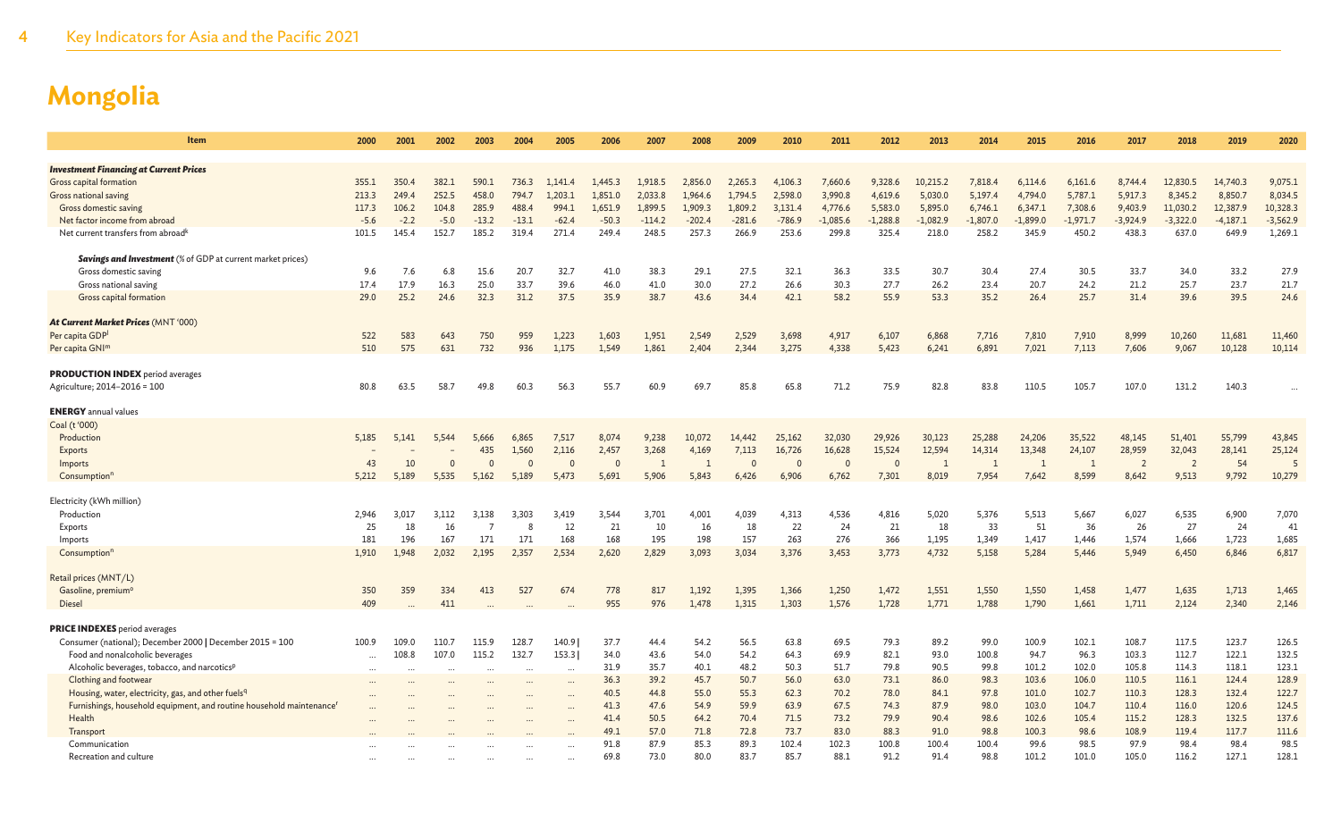# Mongolia

| Item | 2000 | 2001 | 2002 | 2003 | 2004 | 2005 | 2006 | 2007 | 2008 | 2009 | 2010 | 2011 | 2012 | 2013 | 2014 | 2015 | 2016 | 2017 | 2018 | 2019 | 2020 |
|---|---|---|---|---|---|---|---|---|---|---|---|---|---|---|---|---|---|---|---|---|---|
| ***Investment Financing at Current Prices*** | | | | | | | | | | | | | | | | | | | | | |
| Gross capital formation | 355.1 | 350.4 | 382.1 | 590.1 | 736.3 | 1,141.4 | 1,445.3 | 1,918.5 | 2,856.0 | 2,265.3 | 4,106.3 | 7,660.6 | 9,328.6 | 10,215.2 | 7,818.4 | 6,114.6 | 6,161.6 | 8,744.4 | 12,830.5 | 14,740.3 | 9,075.1 |
| Gross national saving | 213.3 | 249.4 | 252.5 | 458.0 | 794.7 | 1,203.1 | 1,851.0 | 2,033.8 | 1,964.6 | 1,794.5 | 2,598.0 | 3,990.8 | 4,619.6 | 5,030.0 | 5,197.4 | 4,794.0 | 5,787.1 | 5,917.3 | 8,345.2 | 8,850.7 | 8,034.5 |
| Gross domestic saving | 117.3 | 106.2 | 104.8 | 285.9 | 488.4 | 994.1 | 1,651.9 | 1,899.5 | 1,909.3 | 1,809.2 | 3,131.4 | 4,776.6 | 5,583.0 | 5,895.0 | 6,746.1 | 6,347.1 | 7,308.6 | 9,403.9 | 11,030.2 | 12,387.9 | 10,328.3 |
| Net factor income from abroad | -5.6 | -2.2 | -5.0 | -13.2 | -13.1 | -62.4 | -50.3 | -114.2 | -202.4 | -281.6 | -786.9 | -1,085.6 | -1,288.8 | -1,082.9 | -1,807.0 | -1,899.0 | -1,971.7 | -3,924.9 | -3,322.0 | -4,187.1 | -3,562.9 |
| Net current transfers from abroad[k] | 101.5 | 145.4 | 152.7 | 185.2 | 319.4 | 271.4 | 249.4 | 248.5 | 257.3 | 266.9 | 253.6 | 299.8 | 325.4 | 218.0 | 258.2 | 345.9 | 450.2 | 438.3 | 637.0 | 649.9 | 1,269.1 |
| ***Savings and Investment*** (% of GDP at current market prices) | | | | | | | | | | | | | | | | | | | | | |
| Gross domestic saving | 9.6 | 7.6 | 6.8 | 15.6 | 20.7 | 32.7 | 41.0 | 38.3 | 29.1 | 27.5 | 32.1 | 36.3 | 33.5 | 30.7 | 30.4 | 27.4 | 30.5 | 33.7 | 34.0 | 33.2 | 27.9 |
| Gross national saving | 17.4 | 17.9 | 16.3 | 25.0 | 33.7 | 39.6 | 46.0 | 41.0 | 30.0 | 27.2 | 26.6 | 30.3 | 27.7 | 26.2 | 23.4 | 20.7 | 24.2 | 21.2 | 25.7 | 23.7 | 21.7 |
| Gross capital formation | 29.0 | 25.2 | 24.6 | 32.3 | 31.2 | 37.5 | 35.9 | 38.7 | 43.6 | 34.4 | 42.1 | 58.2 | 55.9 | 53.3 | 35.2 | 26.4 | 25.7 | 31.4 | 39.6 | 39.5 | 24.6 |
| ***At Current Market Prices*** (MNT '000) | | | | | | | | | | | | | | | | | | | | | |
| Per capita GDP[l] | 522 | 583 | 643 | 750 | 959 | 1,223 | 1,603 | 1,951 | 2,549 | 2,529 | 3,698 | 4,917 | 6,107 | 6,868 | 7,716 | 7,810 | 7,910 | 8,999 | 10,260 | 11,681 | 11,460 |
| Per capita GNI[m] | 510 | 575 | 631 | 732 | 936 | 1,175 | 1,549 | 1,861 | 2,404 | 2,344 | 3,275 | 4,338 | 5,423 | 6,241 | 6,891 | 7,021 | 7,113 | 7,606 | 9,067 | 10,128 | 10,114 |
| **PRODUCTION INDEX** period averages | | | | | | | | | | | | | | | | | | | | | |
| Agriculture; 2014–2016 = 100 | 80.8 | 63.5 | 58.7 | 49.8 | 60.3 | 56.3 | 55.7 | 60.9 | 69.7 | 85.8 | 65.8 | 71.2 | 75.9 | 82.8 | 83.8 | 110.5 | 105.7 | 107.0 | 131.2 | 140.3 | ... |
| **ENERGY** annual values | | | | | | | | | | | | | | | | | | | | | |
| Coal (t '000) | | | | | | | | | | | | | | | | | | | | | |
| Production | 5,185 | 5,141 | 5,544 | 5,666 | 6,865 | 7,517 | 8,074 | 9,238 | 10,072 | 14,442 | 25,162 | 32,030 | 29,926 | 30,123 | 25,288 | 24,206 | 35,522 | 48,145 | 51,401 | 55,799 | 43,845 |
| Exports | – | – | – | 435 | 1,560 | 2,116 | 2,457 | 3,268 | 4,169 | 7,113 | 16,726 | 16,628 | 15,524 | 12,594 | 14,314 | 13,348 | 24,107 | 28,959 | 32,043 | 28,141 | 25,124 |
| Imports | 43 | 10 | 0 | 0 | 0 | 0 | 0 | 1 | 1 | 0 | 0 | 0 | 0 | 1 | 1 | 1 | 1 | 2 | 2 | 54 | 5 |
| Consumption[n] | 5,212 | 5,189 | 5,535 | 5,162 | 5,189 | 5,473 | 5,691 | 5,906 | 5,843 | 6,426 | 6,906 | 6,762 | 7,301 | 8,019 | 7,954 | 7,642 | 8,599 | 8,642 | 9,513 | 9,792 | 10,279 |
| Electricity (kWh million) | | | | | | | | | | | | | | | | | | | | | |
| Production | 2,946 | 3,017 | 3,112 | 3,138 | 3,303 | 3,419 | 3,544 | 3,701 | 4,001 | 4,039 | 4,313 | 4,536 | 4,816 | 5,020 | 5,376 | 5,513 | 5,667 | 6,027 | 6,535 | 6,900 | 7,070 |
| Exports | 25 | 18 | 16 | 7 | 8 | 12 | 21 | 10 | 16 | 18 | 22 | 24 | 21 | 18 | 33 | 51 | 36 | 26 | 27 | 24 | 41 |
| Imports | 181 | 196 | 167 | 171 | 171 | 168 | 168 | 195 | 198 | 157 | 263 | 276 | 366 | 1,195 | 1,349 | 1,417 | 1,446 | 1,574 | 1,666 | 1,723 | 1,685 |
| Consumption[n] | 1,910 | 1,948 | 2,032 | 2,195 | 2,357 | 2,534 | 2,620 | 2,829 | 3,093 | 3,034 | 3,376 | 3,453 | 3,773 | 4,732 | 5,158 | 5,284 | 5,446 | 5,949 | 6,450 | 6,846 | 6,817 |
| Retail prices (MNT/L) | | | | | | | | | | | | | | | | | | | | | |
| Gasoline, premium[o] | 350 | 359 | 334 | 413 | 527 | 674 | 778 | 817 | 1,192 | 1,395 | 1,366 | 1,250 | 1,472 | 1,551 | 1,550 | 1,550 | 1,458 | 1,477 | 1,635 | 1,713 | 1,465 |
| Diesel | 409 | ... | 411 | ... | ... | ... | 955 | 976 | 1,478 | 1,315 | 1,303 | 1,576 | 1,728 | 1,771 | 1,788 | 1,790 | 1,661 | 1,711 | 2,124 | 2,340 | 2,146 |
| **PRICE INDEXES** period averages | | | | | | | | | | | | | | | | | | | | | |
| Consumer (national); December 2000 \| December 2015 = 100 | 100.9 | 109.0 | 110.7 | 115.9 | 128.7 | 140.9 \| | 37.7 | 44.4 | 54.2 | 56.5 | 63.8 | 69.5 | 79.3 | 89.2 | 99.0 | 100.9 | 102.1 | 108.7 | 117.5 | 123.7 | 126.5 |
| Food and nonalcoholic beverages | ... | 108.8 | 107.0 | 115.2 | 132.7 | 153.3 \| | 34.0 | 43.6 | 54.0 | 54.2 | 64.3 | 69.9 | 82.1 | 93.0 | 100.8 | 94.7 | 96.3 | 103.3 | 112.7 | 122.1 | 132.5 |
| Alcoholic beverages, tobacco, and narcotics[p] | ... | ... | ... | ... | ... | ... | 31.9 | 35.7 | 40.1 | 48.2 | 50.3 | 51.7 | 79.8 | 90.5 | 99.8 | 101.2 | 102.0 | 105.8 | 114.3 | 118.1 | 123.1 |
| Clothing and footwear | ... | ... | ... | ... | ... | ... | 36.3 | 39.2 | 45.7 | 50.7 | 56.0 | 63.0 | 73.1 | 86.0 | 98.3 | 103.6 | 106.0 | 110.5 | 116.1 | 124.4 | 128.9 |
| Housing, water, electricity, gas, and other fuels[q] | ... | ... | ... | ... | ... | ... | 40.5 | 44.8 | 55.0 | 55.3 | 62.3 | 70.2 | 78.0 | 84.1 | 97.8 | 101.0 | 102.7 | 110.3 | 128.3 | 132.4 | 122.7 |
| Furnishings, household equipment, and routine household maintenance[r] | ... | ... | ... | ... | ... | ... | 41.3 | 47.6 | 54.9 | 59.9 | 63.9 | 67.5 | 74.3 | 87.9 | 98.0 | 103.0 | 104.7 | 110.4 | 116.0 | 120.6 | 124.5 |
| Health | ... | ... | ... | ... | ... | ... | 41.4 | 50.5 | 64.2 | 70.4 | 71.5 | 73.2 | 79.9 | 90.4 | 98.6 | 102.6 | 105.4 | 115.2 | 128.3 | 132.5 | 137.6 |
| Transport | ... | ... | ... | ... | ... | ... | 49.1 | 57.0 | 71.8 | 72.8 | 73.7 | 83.0 | 88.3 | 91.0 | 98.8 | 100.3 | 98.6 | 108.9 | 119.4 | 117.7 | 111.6 |
| Communication | ... | ... | ... | ... | ... | ... | 91.8 | 87.9 | 85.3 | 89.3 | 102.4 | 102.3 | 100.8 | 100.4 | 100.4 | 99.6 | 98.5 | 97.9 | 98.4 | 98.4 | 98.5 |
| Recreation and culture | ... | ... | ... | ... | ... | ... | 69.8 | 73.0 | 80.0 | 83.7 | 85.7 | 88.1 | 91.2 | 91.4 | 98.8 | 101.2 | 101.0 | 105.0 | 116.2 | 127.1 | 128.1 |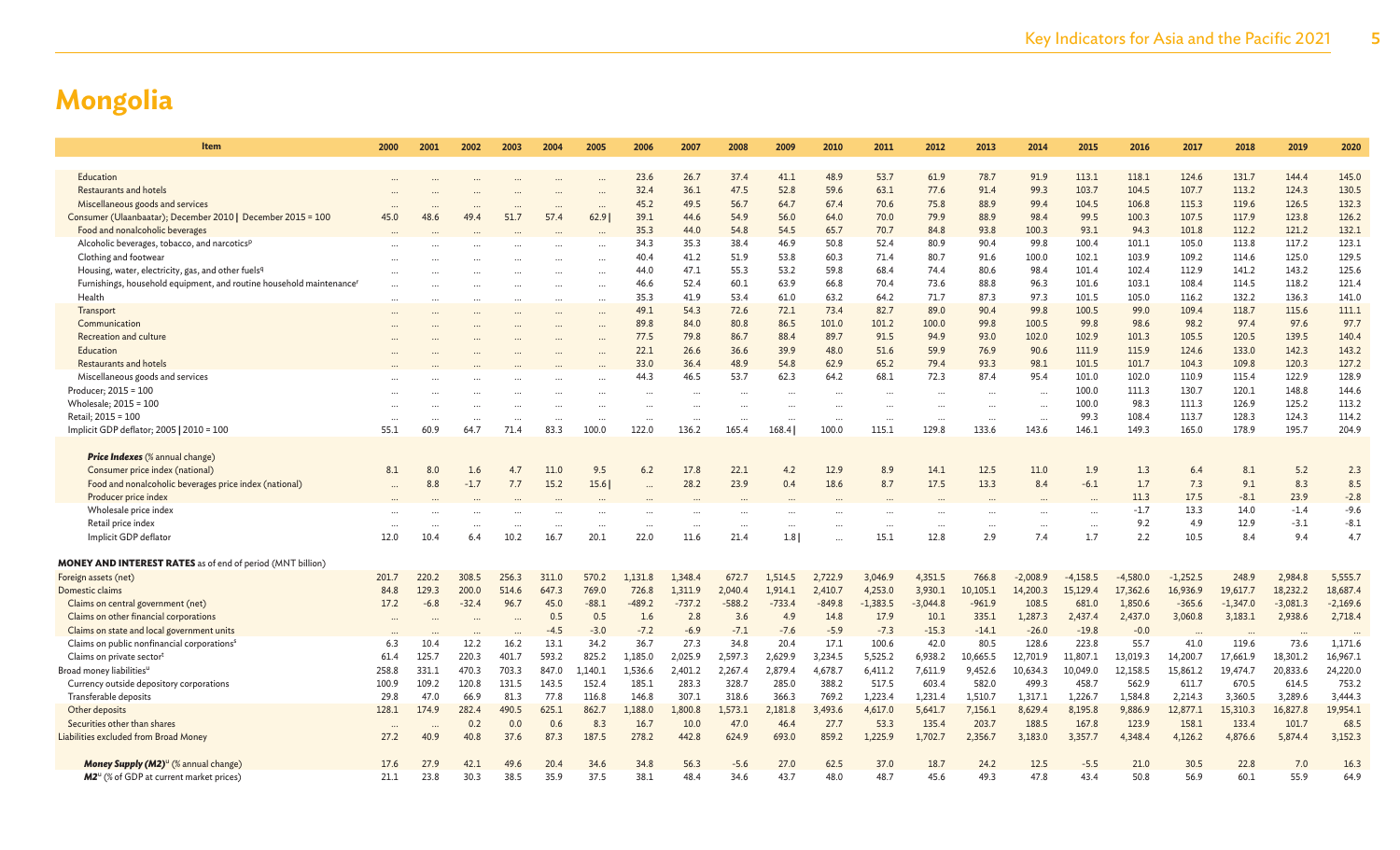# Mongolia

| Item | 2000 | 2001 | 2002 | 2003 | 2004 | 2005 | 2006 | 2007 | 2008 | 2009 | 2010 | 2011 | 2012 | 2013 | 2014 | 2015 | 2016 | 2017 | 2018 | 2019 | 2020 |
|---|---|---|---|---|---|---|---|---|---|---|---|---|---|---|---|---|---|---|---|---|---|
| Education | ... | ... | ... | ... | ... | ... | 23.6 | 26.7 | 37.4 | 41.1 | 48.9 | 53.7 | 61.9 | 78.7 | 91.9 | 113.1 | 118.1 | 124.6 | 131.7 | 144.4 | 145.0 |
| Restaurants and hotels | ... | ... | ... | ... | ... | ... | 32.4 | 36.1 | 47.5 | 52.8 | 59.6 | 63.1 | 77.6 | 91.4 | 99.3 | 103.7 | 104.5 | 107.7 | 113.2 | 124.3 | 130.5 |
| Miscellaneous goods and services | ... | ... | ... | ... | ... | ... | 45.2 | 49.5 | 56.7 | 64.7 | 67.4 | 70.6 | 75.8 | 88.9 | 99.4 | 104.5 | 106.8 | 115.3 | 119.6 | 126.5 | 132.3 |
| Consumer (Ulaanbaatar); December 2010 \| December 2015 = 100 | 45.0 | 48.6 | 49.4 | 51.7 | 57.4 | 62.9 \| | 39.1 | 44.6 | 54.9 | 56.0 | 64.0 | 70.0 | 79.9 | 88.9 | 98.4 | 99.5 | 100.3 | 107.5 | 117.9 | 123.8 | 126.2 |
| Food and nonalcoholic beverages | ... | ... | ... | ... | ... | ... | 35.3 | 44.0 | 54.8 | 54.5 | 65.7 | 70.7 | 84.8 | 93.8 | 100.3 | 93.1 | 94.3 | 101.8 | 112.2 | 121.2 | 132.1 |
| Alcoholic beverages, tobacco, and narcotics[p] | ... | ... | ... | ... | ... | ... | 34.3 | 35.3 | 38.4 | 46.9 | 50.8 | 52.4 | 80.9 | 90.4 | 99.8 | 100.4 | 101.1 | 105.0 | 113.8 | 117.2 | 123.1 |
| Clothing and footwear | ... | ... | ... | ... | ... | ... | 40.4 | 41.2 | 51.9 | 53.8 | 60.3 | 71.4 | 80.7 | 91.6 | 100.0 | 102.1 | 103.9 | 109.2 | 114.6 | 125.0 | 129.5 |
| Housing, water, electricity, gas, and other fuels[q] | ... | ... | ... | ... | ... | ... | 44.0 | 47.1 | 55.3 | 53.2 | 59.8 | 68.4 | 74.4 | 80.6 | 98.4 | 101.4 | 102.4 | 112.9 | 141.2 | 143.2 | 125.6 |
| Furnishings, household equipment, and routine household maintenance[r] | ... | ... | ... | ... | ... | ... | 46.6 | 52.4 | 60.1 | 63.9 | 66.8 | 70.4 | 73.6 | 88.8 | 96.3 | 101.6 | 103.1 | 108.4 | 114.5 | 118.2 | 121.4 |
| Health | ... | ... | ... | ... | ... | ... | 35.3 | 41.9 | 53.4 | 61.0 | 63.2 | 64.2 | 71.7 | 87.3 | 97.3 | 101.5 | 105.0 | 116.2 | 132.2 | 136.3 | 141.0 |
| Transport | ... | ... | ... | ... | ... | ... | 49.1 | 54.3 | 72.6 | 72.1 | 73.4 | 82.7 | 89.0 | 90.4 | 99.8 | 100.5 | 99.0 | 109.4 | 118.7 | 115.6 | 111.1 |
| Communication | ... | ... | ... | ... | ... | ... | 89.8 | 84.0 | 80.8 | 86.5 | 101.0 | 101.2 | 100.0 | 99.8 | 100.5 | 99.8 | 98.6 | 98.2 | 97.4 | 97.6 | 97.7 |
| Recreation and culture | ... | ... | ... | ... | ... | ... | 77.5 | 79.8 | 86.7 | 88.4 | 89.7 | 91.5 | 94.9 | 93.0 | 102.0 | 102.9 | 101.3 | 105.5 | 120.5 | 139.5 | 140.4 |
| Education | ... | ... | ... | ... | ... | ... | 22.1 | 26.6 | 36.6 | 39.9 | 48.0 | 51.6 | 59.9 | 76.9 | 90.6 | 111.9 | 115.9 | 124.6 | 133.0 | 142.3 | 143.2 |
| Restaurants and hotels | ... | ... | ... | ... | ... | ... | 33.0 | 36.4 | 48.9 | 54.8 | 62.9 | 65.2 | 79.4 | 93.3 | 98.1 | 101.5 | 101.7 | 104.3 | 109.8 | 120.3 | 127.2 |
| Miscellaneous goods and services | ... | ... | ... | ... | ... | ... | 44.3 | 46.5 | 53.7 | 62.3 | 64.2 | 68.1 | 72.3 | 87.4 | 95.4 | 101.0 | 102.0 | 110.9 | 115.4 | 122.9 | 128.9 |
| Producer; 2015 = 100 | ... | ... | ... | ... | ... | ... | ... | ... | ... | ... | ... | ... | ... | ... | ... | 100.0 | 111.3 | 130.7 | 120.1 | 148.8 | 144.6 |
| Wholesale; 2015 = 100 | ... | ... | ... | ... | ... | ... | ... | ... | ... | ... | ... | ... | ... | ... | ... | 100.0 | 98.3 | 111.3 | 126.9 | 125.2 | 113.2 |
| Retail; 2015 = 100 | ... | ... | ... | ... | ... | ... | ... | ... | ... | ... | ... | ... | ... | ... | ... | 99.3 | 108.4 | 113.7 | 128.3 | 124.3 | 114.2 |
| Implicit GDP deflator; 2005 \| 2010 = 100 | 55.1 | 60.9 | 64.7 | 71.4 | 83.3 | 100.0 | 122.0 | 136.2 | 165.4 | 168.4 \| | 100.0 | 115.1 | 129.8 | 133.6 | 143.6 | 146.1 | 149.3 | 165.0 | 178.9 | 195.7 | 204.9 |
| ***Price Indexes*** (% annual change) | | | | | | | | | | | | | | | | | | | | | |
| Consumer price index (national) | 8.1 | 8.0 | 1.6 | 4.7 | 11.0 | 9.5 | 6.2 | 17.8 | 22.1 | 4.2 | 12.9 | 8.9 | 14.1 | 12.5 | 11.0 | 1.9 | 1.3 | 6.4 | 8.1 | 5.2 | 2.3 |
| Food and nonalcoholic beverages price index (national) | ... | 8.8 | -1.7 | 7.7 | 15.2 | 15.6 \| | ... | 28.2 | 23.9 | 0.4 | 18.6 | 8.7 | 17.5 | 13.3 | 8.4 | -6.1 | 1.7 | 7.3 | 9.1 | 8.3 | 8.5 |
| Producer price index | ... | ... | ... | ... | ... | ... | ... | ... | ... | ... | ... | ... | ... | ... | ... | ... | 11.3 | 17.5 | -8.1 | 23.9 | -2.8 |
| Wholesale price index | ... | ... | ... | ... | ... | ... | ... | ... | ... | ... | ... | ... | ... | ... | ... | ... | -1.7 | 13.3 | 14.0 | -1.4 | -9.6 |
| Retail price index | ... | ... | ... | ... | ... | ... | ... | ... | ... | ... | ... | ... | ... | ... | ... | ... | 9.2 | 4.9 | 12.9 | -3.1 | -8.1 |
| Implicit GDP deflator | 12.0 | 10.4 | 6.4 | 10.2 | 16.7 | 20.1 | 22.0 | 11.6 | 21.4 | 1.8 \| | ... | 15.1 | 12.8 | 2.9 | 7.4 | 1.7 | 2.2 | 10.5 | 8.4 | 9.4 | 4.7 |
| **MONEY AND INTEREST RATES** as of end of period (MNT billion) | | | | | | | | | | | | | | | | | | | | | |
| Foreign assets (net) | 201.7 | 220.2 | 308.5 | 256.3 | 311.0 | 570.2 | 1,131.8 | 1,348.4 | 672.7 | 1,514.5 | 2,722.9 | 3,046.9 | 4,351.5 | 766.8 | -2,008.9 | -4,158.5 | -4,580.0 | -1,252.5 | 248.9 | 2,984.8 | 5,555.7 |
| Domestic claims | 84.8 | 129.3 | 200.0 | 514.6 | 647.3 | 769.0 | 726.8 | 1,311.9 | 2,040.4 | 1,914.1 | 2,410.7 | 4,253.0 | 3,930.1 | 10,105.1 | 14,200.3 | 15,129.4 | 17,362.6 | 16,936.9 | 19,617.7 | 18,232.2 | 18,687.4 |
| Claims on central government (net) | 17.2 | -6.8 | -32.4 | 96.7 | 45.0 | -88.1 | -489.2 | -737.2 | -588.2 | -733.4 | -849.8 | -1,383.5 | -3,044.8 | -961.9 | 108.5 | 681.0 | 1,850.6 | -365.6 | -1,347.0 | -3,081.3 | -2,169.6 |
| Claims on other financial corporations | ... | ... | ... | ... | 0.5 | 0.5 | 1.6 | 2.8 | 3.6 | 4.9 | 14.8 | 17.9 | 10.1 | 335.1 | 1,287.3 | 2,437.4 | 2,437.0 | 3,060.8 | 3,183.1 | 2,938.6 | 2,718.4 |
| Claims on state and local government units | ... | ... | ... | ... | -4.5 | -3.0 | -7.2 | -6.9 | -7.1 | -7.6 | -5.9 | -7.3 | -15.3 | -14.1 | -26.0 | -19.8 | -0.0 | ... | ... | ... | ... |
| Claims on public nonfinancial corporations[s] | 6.3 | 10.4 | 12.2 | 16.2 | 13.1 | 34.2 | 36.7 | 27.3 | 34.8 | 20.4 | 17.1 | 100.6 | 42.0 | 80.5 | 128.6 | 223.8 | 55.7 | 41.0 | 119.6 | 73.6 | 1,171.6 |
| Claims on private sector[t] | 61.4 | 125.7 | 220.3 | 401.7 | 593.2 | 825.2 | 1,185.0 | 2,025.9 | 2,597.3 | 2,629.9 | 3,234.5 | 5,525.2 | 6,938.2 | 10,665.5 | 12,701.9 | 11,807.1 | 13,019.3 | 14,200.7 | 17,661.9 | 18,301.2 | 16,967.1 |
| Broad money liabilities[u] | 258.8 | 331.1 | 470.3 | 703.3 | 847.0 | 1,140.1 | 1,536.6 | 2,401.2 | 2,267.4 | 2,879.4 | 4,678.7 | 6,411.2 | 7,611.9 | 9,452.6 | 10,634.3 | 10,049.0 | 12,158.5 | 15,861.2 | 19,474.7 | 20,833.6 | 24,220.0 |
| Currency outside depository corporations | 100.9 | 109.2 | 120.8 | 131.5 | 143.5 | 152.4 | 185.1 | 283.3 | 328.7 | 285.0 | 388.2 | 517.5 | 603.4 | 582.0 | 499.3 | 458.7 | 562.9 | 611.7 | 670.5 | 614.5 | 753.2 |
| Transferable deposits | 29.8 | 47.0 | 66.9 | 81.3 | 77.8 | 116.8 | 146.8 | 307.1 | 318.6 | 366.3 | 769.2 | 1,223.4 | 1,231.4 | 1,510.7 | 1,317.1 | 1,226.7 | 1,584.8 | 2,214.3 | 3,360.5 | 3,289.6 | 3,444.3 |
| Other deposits | 128.1 | 174.9 | 282.4 | 490.5 | 625.1 | 862.7 | 1,188.0 | 1,800.8 | 1,573.1 | 2,181.8 | 3,493.6 | 4,617.0 | 5,641.7 | 7,156.1 | 8,629.4 | 8,195.8 | 9,886.9 | 12,877.1 | 15,310.3 | 16,827.8 | 19,954.1 |
| Securities other than shares | ... | ... | 0.2 | 0.0 | 0.6 | 8.3 | 16.7 | 10.0 | 47.0 | 46.4 | 27.7 | 53.3 | 135.4 | 203.7 | 188.5 | 167.8 | 123.9 | 158.1 | 133.4 | 101.7 | 68.5 |
| Liabilities excluded from Broad Money | 27.2 | 40.9 | 40.8 | 37.6 | 87.3 | 187.5 | 278.2 | 442.8 | 624.9 | 693.0 | 859.2 | 1,225.9 | 1,702.7 | 2,356.7 | 3,183.0 | 3,357.7 | 4,348.4 | 4,126.2 | 4,876.6 | 5,874.4 | 3,152.3 |
| ***Money Supply (M2)***[u] (% annual change) | 17.6 | 27.9 | 42.1 | 49.6 | 20.4 | 34.6 | 34.8 | 56.3 | -5.6 | 27.0 | 62.5 | 37.0 | 18.7 | 24.2 | 12.5 | -5.5 | 21.0 | 30.5 | 22.8 | 7.0 | 16.3 |
| ***M2***[u] (% of GDP at current market prices) | 21.1 | 23.8 | 30.3 | 38.5 | 35.9 | 37.5 | 38.1 | 48.4 | 34.6 | 43.7 | 48.0 | 48.7 | 45.6 | 49.3 | 47.8 | 43.4 | 50.8 | 56.9 | 60.1 | 55.9 | 64.9 |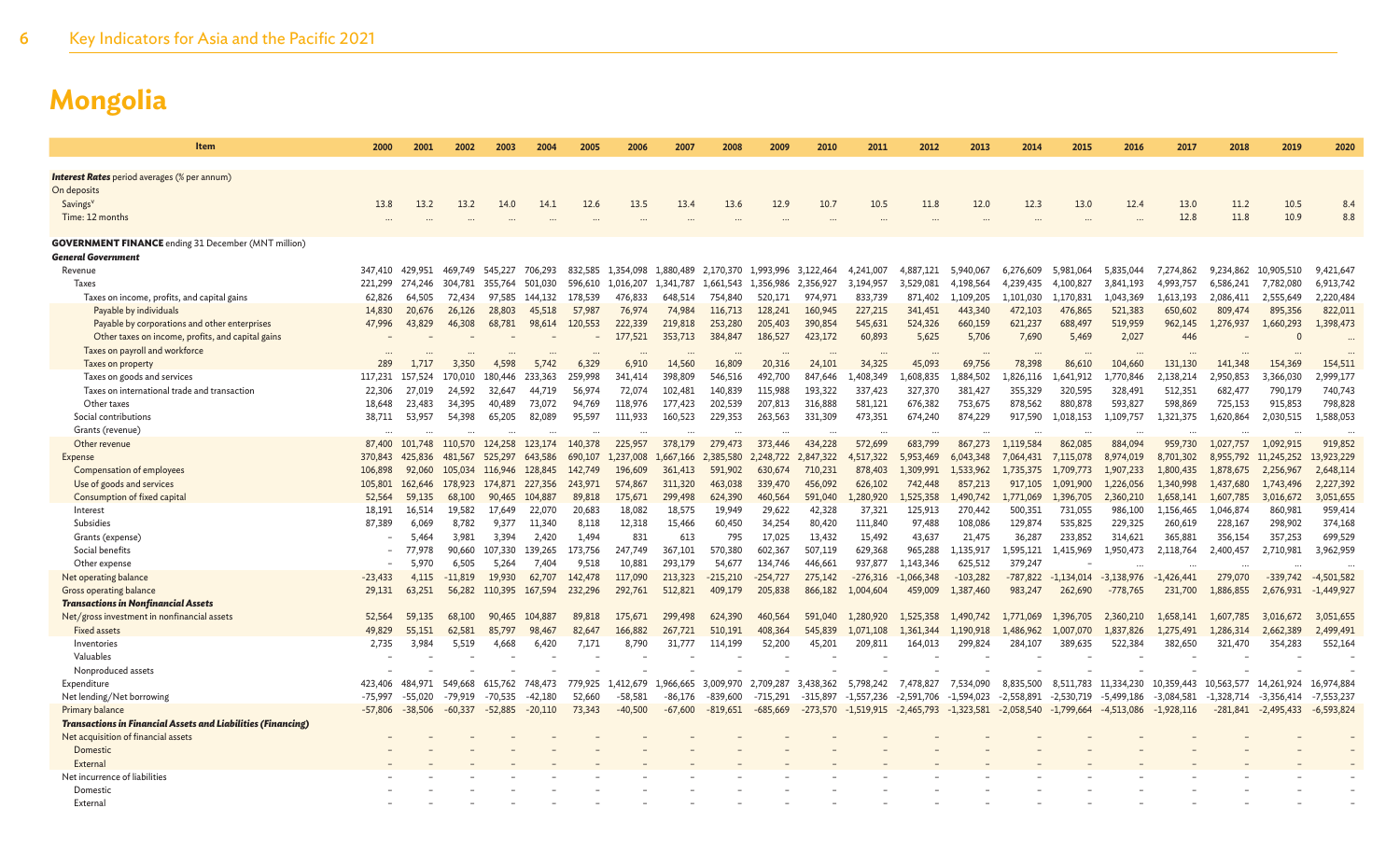# Mongolia

| Item | 2000 | 2001 | 2002 | 2003 | 2004 | 2005 | 2006 | 2007 | 2008 | 2009 | 2010 | 2011 | 2012 | 2013 | 2014 | 2015 | 2016 | 2017 | 2018 | 2019 | 2020 |
|---|---|---|---|---|---|---|---|---|---|---|---|---|---|---|---|---|---|---|---|---|---|
| ***Interest Rates*** period averages (% per annum) | | | | | | | | | | | | | | | | | | | | | |
| On deposits | | | | | | | | | | | | | | | | | | | | | |
| Savings[v] | 13.8 | 13.2 | 13.2 | 14.0 | 14.1 | 12.6 | 13.5 | 13.4 | 13.6 | 12.9 | 10.7 | 10.5 | 11.8 | 12.0 | 12.3 | 13.0 | 12.4 | 13.0 | 11.2 | 10.5 | 8.4 |
| Time: 12 months | … | … | … | … | … | … | … | … | … | … | … | … | … | … | … | … | … | 12.8 | 11.8 | 10.9 | 8.8 |
| **GOVERNMENT FINANCE** ending 31 December (MNT million) | | | | | | | | | | | | | | | | | | | | | |
| ***General Government*** | | | | | | | | | | | | | | | | | | | | | |
| Revenue | 347,410 | 429,951 | 469,749 | 545,227 | 706,293 | 832,585 | 1,354,098 | 1,880,489 | 2,170,370 | 1,993,996 | 3,122,464 | 4,241,007 | 4,887,121 | 5,940,067 | 6,276,609 | 5,981,064 | 5,835,044 | 7,274,862 | 9,234,862 | 10,905,510 | 9,421,647 |
| Taxes | 221,299 | 274,246 | 304,781 | 355,764 | 501,030 | 596,610 | 1,016,207 | 1,341,787 | 1,661,543 | 1,356,986 | 2,356,927 | 3,194,957 | 3,529,081 | 4,198,564 | 4,239,435 | 4,100,827 | 3,841,193 | 4,993,757 | 6,586,241 | 7,782,080 | 6,913,742 |
| Taxes on income, profits, and capital gains | 62,826 | 64,505 | 72,434 | 97,585 | 144,132 | 178,539 | 476,833 | 648,514 | 754,840 | 520,171 | 974,971 | 833,739 | 871,402 | 1,109,205 | 1,101,030 | 1,170,831 | 1,043,369 | 1,613,193 | 2,086,411 | 2,555,649 | 2,220,484 |
| Payable by individuals | 14,830 | 20,676 | 26,126 | 28,803 | 45,518 | 57,987 | 76,974 | 74,984 | 116,713 | 128,241 | 160,945 | 227,215 | 341,451 | 443,340 | 472,103 | 476,865 | 521,383 | 650,602 | 809,474 | 895,356 | 822,011 |
| Payable by corporations and other enterprises | 47,996 | 43,829 | 46,308 | 68,781 | 98,614 | 120,553 | 222,339 | 219,818 | 253,280 | 205,403 | 390,854 | 545,631 | 524,326 | 660,159 | 621,237 | 688,497 | 519,959 | 962,145 | 1,276,937 | 1,660,293 | 1,398,473 |
| Other taxes on income, profits, and capital gains | – | – | – | – | – | – | 177,521 | 353,713 | 384,847 | 186,527 | 423,172 | 60,893 | 5,625 | 5,706 | 7,690 | 5,469 | 2,027 | 446 | – | 0 | … |
| Taxes on payroll and workforce | … | … | … | … | … | … | … | … | … | … | … | … | … | … | … | … | … | … | … | … | … |
| Taxes on property | 289 | 1,717 | 3,350 | 4,598 | 5,742 | 6,329 | 6,910 | 14,560 | 16,809 | 20,316 | 24,101 | 34,325 | 45,093 | 69,756 | 78,398 | 86,610 | 104,660 | 131,130 | 141,348 | 154,369 | 154,511 |
| Taxes on goods and services | 117,231 | 157,524 | 170,010 | 180,446 | 233,363 | 259,998 | 341,414 | 398,809 | 546,516 | 492,700 | 847,646 | 1,408,349 | 1,608,835 | 1,884,502 | 1,826,116 | 1,641,912 | 1,770,846 | 2,138,214 | 2,950,853 | 3,366,030 | 2,999,177 |
| Taxes on international trade and transaction | 22,306 | 27,019 | 24,592 | 32,647 | 44,719 | 56,974 | 72,074 | 102,481 | 140,839 | 115,988 | 193,322 | 337,423 | 327,370 | 381,427 | 355,329 | 320,595 | 328,491 | 512,351 | 682,477 | 790,179 | 740,743 |
| Other taxes | 18,648 | 23,483 | 34,395 | 40,489 | 73,072 | 94,769 | 118,976 | 177,423 | 202,539 | 207,813 | 316,888 | 581,121 | 676,382 | 753,675 | 878,562 | 880,878 | 593,827 | 598,869 | 725,153 | 915,853 | 798,828 |
| Social contributions | 38,711 | 53,957 | 54,398 | 65,205 | 82,089 | 95,597 | 111,933 | 160,523 | 229,353 | 263,563 | 331,309 | 473,351 | 674,240 | 874,229 | 917,590 | 1,018,153 | 1,109,757 | 1,321,375 | 1,620,864 | 2,030,515 | 1,588,053 |
| Grants (revenue) | … | … | … | … | … | … | … | … | … | … | … | … | … | … | … | … | … | … | … | … | … |
| Other revenue | 87,400 | 101,748 | 110,570 | 124,258 | 123,174 | 140,378 | 225,957 | 378,179 | 279,473 | 373,446 | 434,228 | 572,699 | 683,799 | 867,273 | 1,119,584 | 862,085 | 884,094 | 959,730 | 1,027,757 | 1,092,915 | 919,852 |
| Expense | 370,843 | 425,836 | 481,567 | 525,297 | 643,586 | 690,107 | 1,237,008 | 1,667,166 | 2,385,580 | 2,248,722 | 2,847,322 | 4,517,322 | 5,953,469 | 6,043,348 | 7,064,431 | 7,115,078 | 8,974,019 | 8,701,302 | 8,955,792 | 11,245,252 | 13,923,229 |
| Compensation of employees | 106,898 | 92,060 | 105,034 | 116,946 | 128,845 | 142,749 | 196,609 | 361,413 | 591,902 | 630,674 | 710,231 | 878,403 | 1,309,991 | 1,533,962 | 1,735,375 | 1,709,773 | 1,907,233 | 1,800,435 | 1,878,675 | 2,256,967 | 2,648,114 |
| Use of goods and services | 105,801 | 162,646 | 178,923 | 174,871 | 227,356 | 243,971 | 574,867 | 311,320 | 463,038 | 339,470 | 456,092 | 626,102 | 742,448 | 857,213 | 917,105 | 1,091,900 | 1,226,056 | 1,340,998 | 1,437,680 | 1,743,496 | 2,227,392 |
| Consumption of fixed capital | 52,564 | 59,135 | 68,100 | 90,465 | 104,887 | 89,818 | 175,671 | 299,498 | 624,390 | 460,564 | 591,040 | 1,280,920 | 1,525,358 | 1,490,742 | 1,771,069 | 1,396,705 | 2,360,210 | 1,658,141 | 1,607,785 | 3,016,672 | 3,051,655 |
| Interest | 18,191 | 16,514 | 19,582 | 17,649 | 22,070 | 20,683 | 18,082 | 18,575 | 19,949 | 29,622 | 42,328 | 37,321 | 125,913 | 270,442 | 500,351 | 731,055 | 986,100 | 1,156,465 | 1,046,874 | 860,981 | 959,414 |
| Subsidies | 87,389 | 6,069 | 8,782 | 9,377 | 11,340 | 8,118 | 12,318 | 15,466 | 60,450 | 34,254 | 80,420 | 111,840 | 97,488 | 108,086 | 129,874 | 535,825 | 229,325 | 260,619 | 228,167 | 298,902 | 374,168 |
| Grants (expense) | – | 5,464 | 3,981 | 3,394 | 2,420 | 1,494 | 831 | 613 | 795 | 17,025 | 13,432 | 15,492 | 43,637 | 21,475 | 36,287 | 233,852 | 314,621 | 365,881 | 356,154 | 357,253 | 699,529 |
| Social benefits | – | 77,978 | 90,660 | 107,330 | 139,265 | 173,756 | 247,749 | 367,101 | 570,380 | 602,367 | 507,119 | 629,368 | 965,288 | 1,135,917 | 1,595,121 | 1,415,969 | 1,950,473 | 2,118,764 | 2,400,457 | 2,710,981 | 3,962,959 |
| Other expense | – | 5,970 | 6,505 | 5,264 | 7,404 | 9,518 | 10,881 | 293,179 | 54,677 | 134,746 | 446,661 | 937,877 | 1,143,346 | 625,512 | 379,247 | – | … | … | … | … | … |
| Net operating balance | -23,433 | 4,115 | -11,819 | 19,930 | 62,707 | 142,478 | 117,090 | 213,323 | -215,210 | -254,727 | 275,142 | -276,316 | -1,066,348 | -103,282 | -787,822 | -1,134,014 | -3,138,976 | -1,426,441 | 279,070 | -339,742 | -4,501,582 |
| Gross operating balance | 29,131 | 63,251 | 56,282 | 110,395 | 167,594 | 232,296 | 292,761 | 512,821 | 409,179 | 205,838 | 866,182 | 1,004,604 | 459,009 | 1,387,460 | 983,247 | 262,690 | -778,765 | 231,700 | 1,886,855 | 2,676,931 | -1,449,927 |
| ***Transactions in Nonfinancial Assets*** | | | | | | | | | | | | | | | | | | | | | |
| Net/gross investment in nonfinancial assets | 52,564 | 59,135 | 68,100 | 90,465 | 104,887 | 89,818 | 175,671 | 299,498 | 624,390 | 460,564 | 591,040 | 1,280,920 | 1,525,358 | 1,490,742 | 1,771,069 | 1,396,705 | 2,360,210 | 1,658,141 | 1,607,785 | 3,016,672 | 3,051,655 |
| Fixed assets | 49,829 | 55,151 | 62,581 | 85,797 | 98,467 | 82,647 | 166,882 | 267,721 | 510,191 | 408,364 | 545,839 | 1,071,108 | 1,361,344 | 1,190,918 | 1,486,962 | 1,007,070 | 1,837,826 | 1,275,491 | 1,286,314 | 2,662,389 | 2,499,491 |
| Inventories | 2,735 | 3,984 | 5,519 | 4,668 | 6,420 | 7,171 | 8,790 | 31,777 | 114,199 | 52,200 | 45,201 | 209,811 | 164,013 | 299,824 | 284,107 | 389,635 | 522,384 | 382,650 | 321,470 | 354,283 | 552,164 |
| Valuables | – | – | – | – | – | – | – | – | – | – | – | – | – | – | – | – | – | – | – | – | – |
| Nonproduced assets | – | – | – | – | – | – | – | – | – | – | – | – | – | – | – | – | – | – | – | – | – |
| Expenditure | 423,406 | 484,971 | 549,668 | 615,762 | 748,473 | 779,925 | 1,412,679 | 1,966,665 | 3,009,970 | 2,709,287 | 3,438,362 | 5,798,242 | 7,478,827 | 7,534,090 | 8,835,500 | 8,511,783 | 11,334,230 | 10,359,443 | 10,563,577 | 14,261,924 | 16,974,884 |
| Net lending/Net borrowing | -75,997 | -55,020 | -79,919 | -70,535 | -42,180 | 52,660 | -58,581 | -86,176 | -839,600 | -715,291 | -315,897 | -1,557,236 | -2,591,706 | -1,594,023 | -2,558,891 | -2,530,719 | -5,499,186 | -3,084,581 | -1,328,714 | -3,356,414 | -7,553,237 |
| Primary balance | -57,806 | -38,506 | -60,337 | -52,885 | -20,110 | 73,343 | -40,500 | -67,600 | -819,651 | -685,669 | -273,570 | -1,519,915 | -2,465,793 | -1,323,581 | -2,058,540 | -1,799,664 | -4,513,086 | -1,928,116 | -281,841 | -2,495,433 | -6,593,824 |
| ***Transactions in Financial Assets and Liabilities (Financing)*** | | | | | | | | | | | | | | | | | | | | | |
| Net acquisition of financial assets | – | – | – | – | – | – | – | – | – | – | – | – | – | – | – | – | – | – | – | – | – |
| Domestic | – | – | – | – | – | – | – | – | – | – | – | – | – | – | – | – | – | – | – | – | – |
| External | – | – | – | – | – | – | – | – | – | – | – | – | – | – | – | – | – | – | – | – | – |
| Net incurrence of liabilities | – | – | – | – | – | – | – | – | – | – | – | – | – | – | – | – | – | – | – | – | – |
| Domestic | – | – | – | – | – | – | – | – | – | – | – | – | – | – | – | – | – | – | – | – | – |
| External | – | – | – | – | – | – | – | – | – | – | – | – | – | – | – | – | – | – | – | – | – |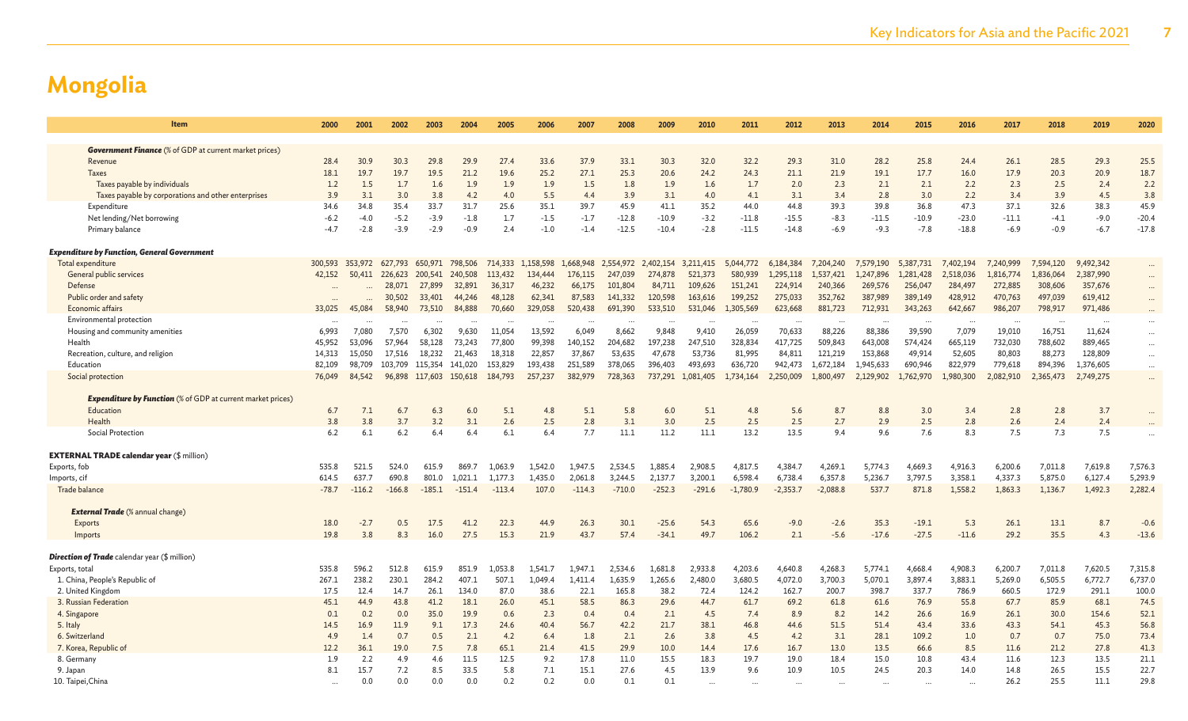# Mongolia

| Item | 2000 | 2001 | 2002 | 2003 | 2004 | 2005 | 2006 | 2007 | 2008 | 2009 | 2010 | 2011 | 2012 | 2013 | 2014 | 2015 | 2016 | 2017 | 2018 | 2019 | 2020 |
|---|---|---|---|---|---|---|---|---|---|---|---|---|---|---|---|---|---|---|---|---|---|
| ***Government Finance*** (% of GDP at current market prices) | | | | | | | | | | | | | | | | | | | | | |
| Revenue | 28.4 | 30.9 | 30.3 | 29.8 | 29.9 | 27.4 | 33.6 | 37.9 | 33.1 | 30.3 | 32.0 | 32.2 | 29.3 | 31.0 | 28.2 | 25.8 | 24.4 | 26.1 | 28.5 | 29.3 | 25.5 |
| Taxes | 18.1 | 19.7 | 19.7 | 19.5 | 21.2 | 19.6 | 25.2 | 27.1 | 25.3 | 20.6 | 24.2 | 24.3 | 21.1 | 21.9 | 19.1 | 17.7 | 16.0 | 17.9 | 20.3 | 20.9 | 18.7 |
| Taxes payable by individuals | 1.2 | 1.5 | 1.7 | 1.6 | 1.9 | 1.9 | 1.9 | 1.5 | 1.8 | 1.9 | 1.6 | 1.7 | 2.0 | 2.3 | 2.1 | 2.1 | 2.2 | 2.3 | 2.5 | 2.4 | 2.2 |
| Taxes payable by corporations and other enterprises | 3.9 | 3.1 | 3.0 | 3.8 | 4.2 | 4.0 | 5.5 | 4.4 | 3.9 | 3.1 | 4.0 | 4.1 | 3.1 | 3.4 | 2.8 | 3.0 | 2.2 | 3.4 | 3.9 | 4.5 | 3.8 |
| Expenditure | 34.6 | 34.8 | 35.4 | 33.7 | 31.7 | 25.6 | 35.1 | 39.7 | 45.9 | 41.1 | 35.2 | 44.0 | 44.8 | 39.3 | 39.8 | 36.8 | 47.3 | 37.1 | 32.6 | 38.3 | 45.9 |
| Net lending/Net borrowing | -6.2 | -4.0 | -5.2 | -3.9 | -1.8 | 1.7 | -1.5 | -1.7 | -12.8 | -10.9 | -3.2 | -11.8 | -15.5 | -8.3 | -11.5 | -10.9 | -23.0 | -11.1 | -4.1 | -9.0 | -20.4 |
| Primary balance | -4.7 | -2.8 | -3.9 | -2.9 | -0.9 | 2.4 | -1.0 | -1.4 | -12.5 | -10.4 | -2.8 | -11.5 | -14.8 | -6.9 | -9.3 | -7.8 | -18.8 | -6.9 | -0.9 | -6.7 | -17.8 |
| ***Expenditure by Function, General Government*** | | | | | | | | | | | | | | | | | | | | | |
| Total expenditure | 300,593 | 353,972 | 627,793 | 650,971 | 798,506 | 714,333 | 1,158,598 | 1,668,948 | 2,554,972 | 2,402,154 | 3,211,415 | 5,044,772 | 6,184,384 | 7,204,240 | 7,579,190 | 5,387,731 | 7,402,194 | 7,240,999 | 7,594,120 | 9,492,342 | ... |
| General public services | 42,152 | 50,411 | 226,623 | 200,541 | 240,508 | 113,432 | 134,444 | 176,115 | 247,039 | 274,878 | 521,373 | 580,939 | 1,295,118 | 1,537,421 | 1,247,896 | 1,281,428 | 2,518,036 | 1,816,774 | 1,836,064 | 2,387,990 | ... |
| Defense | ... | ... | 28,071 | 27,899 | 32,891 | 36,317 | 46,232 | 66,175 | 101,804 | 84,711 | 109,626 | 151,241 | 224,914 | 240,366 | 269,576 | 256,047 | 284,497 | 272,885 | 308,606 | 357,676 | ... |
| Public order and safety | ... | ... | 30,502 | 33,401 | 44,246 | 48,128 | 62,341 | 87,583 | 141,332 | 120,598 | 163,616 | 199,252 | 275,033 | 352,762 | 387,989 | 389,149 | 428,912 | 470,763 | 497,039 | 619,412 | ... |
| Economic affairs | 33,025 | 45,084 | 58,940 | 73,510 | 84,888 | 70,660 | 329,058 | 520,438 | 691,390 | 533,510 | 531,046 | 1,305,569 | 623,668 | 881,723 | 712,931 | 343,263 | 642,667 | 986,207 | 798,917 | 971,486 | ... |
| Environmental protection | ... | ... | ... | ... | ... | ... | ... | ... | ... | ... | ... | ... | ... | ... | ... | ... | ... | ... | ... | ... | ... |
| Housing and community amenities | 6,993 | 7,080 | 7,570 | 6,302 | 9,630 | 11,054 | 13,592 | 6,049 | 8,662 | 9,848 | 9,410 | 26,059 | 70,633 | 88,226 | 88,386 | 39,590 | 7,079 | 19,010 | 16,751 | 11,624 | ... |
| Health | 45,952 | 53,096 | 57,964 | 58,128 | 73,243 | 77,800 | 99,398 | 140,152 | 204,682 | 197,238 | 247,510 | 328,834 | 417,725 | 509,843 | 643,008 | 574,424 | 665,119 | 732,030 | 788,602 | 889,465 | ... |
| Recreation, culture, and religion | 14,313 | 15,050 | 17,516 | 18,232 | 21,463 | 18,318 | 22,857 | 37,867 | 53,635 | 47,678 | 53,736 | 81,995 | 84,811 | 121,219 | 153,868 | 49,914 | 52,605 | 80,803 | 88,273 | 128,809 | ... |
| Education | 82,109 | 98,709 | 103,709 | 115,354 | 141,020 | 153,829 | 193,438 | 251,589 | 378,065 | 396,403 | 493,693 | 636,720 | 942,473 | 1,672,184 | 1,945,633 | 690,946 | 822,979 | 779,618 | 894,396 | 1,376,605 | ... |
| Social protection | 76,049 | 84,542 | 96,898 | 117,603 | 150,618 | 184,793 | 257,237 | 382,979 | 728,363 | 737,291 | 1,081,405 | 1,734,164 | 2,250,009 | 1,800,497 | 2,129,902 | 1,762,970 | 1,980,300 | 2,082,910 | 2,365,473 | 2,749,275 | ... |
| ***Expenditure by Function*** (% of GDP at current market prices) | | | | | | | | | | | | | | | | | | | | | |
| Education | 6.7 | 7.1 | 6.7 | 6.3 | 6.0 | 5.1 | 4.8 | 5.1 | 5.8 | 6.0 | 5.1 | 4.8 | 5.6 | 8.7 | 8.8 | 3.0 | 3.4 | 2.8 | 2.8 | 3.7 | ... |
| Health | 3.8 | 3.8 | 3.7 | 3.2 | 3.1 | 2.6 | 2.5 | 2.8 | 3.1 | 3.0 | 2.5 | 2.5 | 2.5 | 2.7 | 2.9 | 2.5 | 2.8 | 2.6 | 2.4 | 2.4 | ... |
| Social Protection | 6.2 | 6.1 | 6.2 | 6.4 | 6.4 | 6.1 | 6.4 | 7.7 | 11.1 | 11.2 | 11.1 | 13.2 | 13.5 | 9.4 | 9.6 | 7.6 | 8.3 | 7.5 | 7.3 | 7.5 | ... |
| **EXTERNAL TRADE calendar year** ($ million) | | | | | | | | | | | | | | | | | | | | | |
| Exports, fob | 535.8 | 521.5 | 524.0 | 615.9 | 869.7 | 1,063.9 | 1,542.0 | 1,947.5 | 2,534.5 | 1,885.4 | 2,908.5 | 4,817.5 | 4,384.7 | 4,269.1 | 5,774.3 | 4,669.3 | 4,916.3 | 6,200.6 | 7,011.8 | 7,619.8 | 7,576.3 |
| Imports, cif | 614.5 | 637.7 | 690.8 | 801.0 | 1,021.1 | 1,177.3 | 1,435.0 | 2,061.8 | 3,244.5 | 2,137.7 | 3,200.1 | 6,598.4 | 6,738.4 | 6,357.8 | 5,236.7 | 3,797.5 | 3,358.1 | 4,337.3 | 5,875.0 | 6,127.4 | 5,293.9 |
| Trade balance | -78.7 | -116.2 | -166.8 | -185.1 | -151.4 | -113.4 | 107.0 | -114.3 | -710.0 | -252.3 | -291.6 | -1,780.9 | -2,353.7 | -2,088.8 | 537.7 | 871.8 | 1,558.2 | 1,863.3 | 1,136.7 | 1,492.3 | 2,282.4 |
| ***External Trade*** (% annual change) | | | | | | | | | | | | | | | | | | | | | |
| Exports | 18.0 | -2.7 | 0.5 | 17.5 | 41.2 | 22.3 | 44.9 | 26.3 | 30.1 | -25.6 | 54.3 | 65.6 | -9.0 | -2.6 | 35.3 | -19.1 | 5.3 | 26.1 | 13.1 | 8.7 | -0.6 |
| Imports | 19.8 | 3.8 | 8.3 | 16.0 | 27.5 | 15.3 | 21.9 | 43.7 | 57.4 | -34.1 | 49.7 | 106.2 | 2.1 | -5.6 | -17.6 | -27.5 | -11.6 | 29.2 | 35.5 | 4.3 | -13.6 |
| ***Direction of Trade*** calendar year ($ million) | | | | | | | | | | | | | | | | | | | | | |
| Exports, total | 535.8 | 596.2 | 512.8 | 615.9 | 851.9 | 1,053.8 | 1,541.7 | 1,947.1 | 2,534.6 | 1,681.8 | 2,933.8 | 4,203.6 | 4,640.8 | 4,268.3 | 5,774.1 | 4,668.4 | 4,908.3 | 6,200.7 | 7,011.8 | 7,620.5 | 7,315.8 |
| 1. China, People's Republic of | 267.1 | 238.2 | 230.1 | 284.2 | 407.1 | 507.1 | 1,049.4 | 1,411.4 | 1,635.9 | 1,265.6 | 2,480.0 | 3,680.5 | 4,072.0 | 3,700.3 | 5,070.1 | 3,897.4 | 3,883.1 | 5,269.0 | 6,505.5 | 6,772.7 | 6,737.0 |
| 2. United Kingdom | 17.5 | 12.4 | 14.7 | 26.1 | 134.0 | 87.0 | 38.6 | 22.1 | 165.8 | 38.2 | 72.4 | 124.2 | 162.7 | 200.7 | 398.7 | 337.7 | 786.9 | 660.5 | 172.9 | 291.1 | 100.0 |
| 3. Russian Federation | 45.1 | 44.9 | 43.8 | 41.2 | 18.1 | 26.0 | 45.1 | 58.5 | 86.3 | 29.6 | 44.7 | 61.7 | 69.2 | 61.8 | 61.6 | 76.9 | 55.8 | 67.7 | 85.9 | 68.1 | 74.5 |
| 4. Singapore | 0.1 | 0.2 | 0.0 | 35.0 | 19.9 | 0.6 | 2.3 | 0.4 | 0.4 | 2.1 | 4.5 | 7.4 | 8.9 | 8.2 | 14.2 | 26.6 | 16.9 | 26.1 | 30.0 | 154.6 | 52.1 |
| 5. Italy | 14.5 | 16.9 | 11.9 | 9.1 | 17.3 | 24.6 | 40.4 | 56.7 | 42.2 | 21.7 | 38.1 | 46.8 | 44.6 | 51.5 | 51.4 | 43.4 | 33.6 | 43.3 | 54.1 | 45.3 | 56.8 |
| 6. Switzerland | 4.9 | 1.4 | 0.7 | 0.5 | 2.1 | 4.2 | 6.4 | 1.8 | 2.1 | 2.6 | 3.8 | 4.5 | 4.2 | 3.1 | 28.1 | 109.2 | 1.0 | 0.7 | 0.7 | 75.0 | 73.4 |
| 7. Korea, Republic of | 12.2 | 36.1 | 19.0 | 7.5 | 7.8 | 65.1 | 21.4 | 41.5 | 29.9 | 10.0 | 14.4 | 17.6 | 16.7 | 13.0 | 13.5 | 66.6 | 8.5 | 11.6 | 21.2 | 27.8 | 41.3 |
| 8. Germany | 1.9 | 2.2 | 4.9 | 4.6 | 11.5 | 12.5 | 9.2 | 17.8 | 11.0 | 15.5 | 18.3 | 19.7 | 19.0 | 18.4 | 15.0 | 10.8 | 43.4 | 11.6 | 12.3 | 13.5 | 21.1 |
| 9. Japan | 8.1 | 15.7 | 7.2 | 8.5 | 33.5 | 5.8 | 7.1 | 15.1 | 27.6 | 4.5 | 13.9 | 9.6 | 10.9 | 10.5 | 24.5 | 20.3 | 14.0 | 14.8 | 26.5 | 15.5 | 22.7 |
| 10. Taipei,China | ... | 0.0 | 0.0 | 0.0 | 0.0 | 0.2 | 0.2 | 0.0 | 0.1 | 0.1 | ... | ... | ... | ... | ... | ... | ... | 26.2 | 25.5 | 11.1 | 29.8 |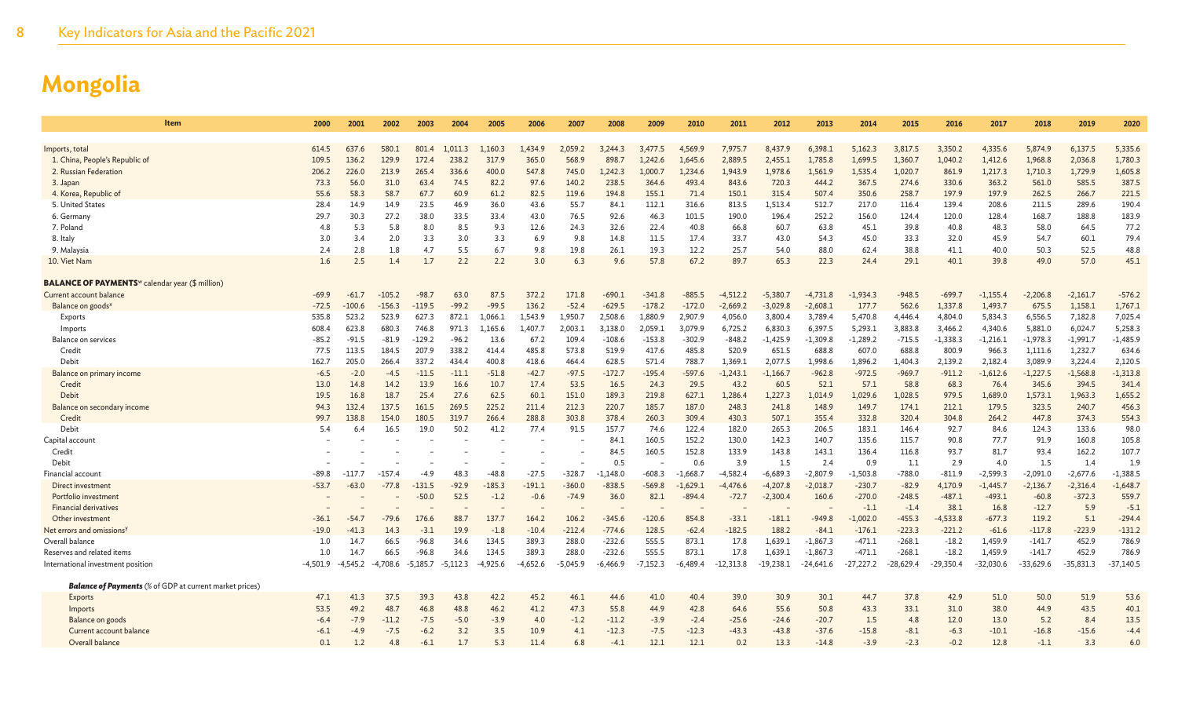# Mongolia

| Item | 2000 | 2001 | 2002 | 2003 | 2004 | 2005 | 2006 | 2007 | 2008 | 2009 | 2010 | 2011 | 2012 | 2013 | 2014 | 2015 | 2016 | 2017 | 2018 | 2019 | 2020 |
|---|---|---|---|---|---|---|---|---|---|---|---|---|---|---|---|---|---|---|---|---|---|
| Imports, total | 614.5 | 637.6 | 580.1 | 801.4 | 1,011.3 | 1,160.3 | 1,434.9 | 2,059.2 | 3,244.3 | 3,477.5 | 4,569.9 | 7,975.7 | 8,437.9 | 6,398.1 | 5,162.3 | 3,817.5 | 3,350.2 | 4,335.6 | 5,874.9 | 6,137.5 | 5,335.6 |
| 1. China, People's Republic of | 109.5 | 136.2 | 129.9 | 172.4 | 238.2 | 317.9 | 365.0 | 568.9 | 898.7 | 1,242.6 | 1,645.6 | 2,889.5 | 2,455.1 | 1,785.8 | 1,699.5 | 1,360.7 | 1,040.2 | 1,412.6 | 1,968.8 | 2,036.8 | 1,780.3 |
| 2. Russian Federation | 206.2 | 226.0 | 213.9 | 265.4 | 336.6 | 400.0 | 547.8 | 745.0 | 1,242.3 | 1,000.7 | 1,234.6 | 1,943.9 | 1,978.6 | 1,561.9 | 1,535.4 | 1,020.7 | 861.9 | 1,217.3 | 1,710.3 | 1,729.9 | 1,605.8 |
| 3. Japan | 73.3 | 56.0 | 31.0 | 63.4 | 74.5 | 82.2 | 97.6 | 140.2 | 238.5 | 364.6 | 493.4 | 843.6 | 720.3 | 444.2 | 367.5 | 274.6 | 330.6 | 363.2 | 561.0 | 585.5 | 387.5 |
| 4. Korea, Republic of | 55.6 | 58.3 | 58.7 | 67.7 | 60.9 | 61.2 | 82.5 | 119.6 | 194.8 | 155.1 | 71.4 | 150.1 | 315.4 | 507.4 | 350.6 | 258.7 | 197.9 | 197.9 | 262.5 | 266.7 | 221.5 |
| 5. United States | 28.4 | 14.9 | 14.9 | 23.5 | 46.9 | 36.0 | 43.6 | 55.7 | 84.1 | 112.1 | 316.6 | 813.5 | 1,513.4 | 512.7 | 217.0 | 116.4 | 139.4 | 208.6 | 211.5 | 289.6 | 190.4 |
| 6. Germany | 29.7 | 30.3 | 27.2 | 38.0 | 33.5 | 33.4 | 43.0 | 76.5 | 92.6 | 46.3 | 101.5 | 190.0 | 196.4 | 252.2 | 156.0 | 124.4 | 120.0 | 128.4 | 168.7 | 188.8 | 183.9 |
| 7. Poland | 4.8 | 5.3 | 5.8 | 8.0 | 8.5 | 9.3 | 12.6 | 24.3 | 32.6 | 22.4 | 40.8 | 66.8 | 60.7 | 63.8 | 45.1 | 39.8 | 40.8 | 48.3 | 58.0 | 64.5 | 77.2 |
| 8. Italy | 3.0 | 3.4 | 2.0 | 3.3 | 3.0 | 3.3 | 6.9 | 9.8 | 14.8 | 11.5 | 17.4 | 33.7 | 43.0 | 54.3 | 45.0 | 33.3 | 32.0 | 45.9 | 54.7 | 60.1 | 79.4 |
| 9. Malaysia | 2.4 | 2.8 | 1.8 | 4.7 | 5.5 | 6.7 | 9.8 | 19.8 | 26.1 | 19.3 | 12.2 | 25.7 | 54.0 | 88.0 | 62.4 | 38.8 | 41.1 | 40.0 | 50.3 | 52.5 | 48.8 |
| 10. Viet Nam | 1.6 | 2.5 | 1.4 | 1.7 | 2.2 | 2.2 | 3.0 | 6.3 | 9.6 | 57.8 | 67.2 | 89.7 | 65.3 | 22.3 | 24.4 | 29.1 | 40.1 | 39.8 | 49.0 | 57.0 | 45.1 |
| **BALANCE OF PAYMENTS**[w] calendar year ($ million) | | | | | | | | | | | | | | | | | | | | | |
| Current account balance | -69.9 | -61.7 | -105.2 | -98.7 | 63.0 | 87.5 | 372.2 | 171.8 | -690.1 | -341.8 | -885.5 | -4,512.2 | -5,380.7 | -4,731.8 | -1,934.3 | -948.5 | -699.7 | -1,155.4 | -2,206.8 | -2,161.7 | -576.2 |
| Balance on goods[x] | -72.5 | -100.6 | -156.3 | -119.5 | -99.2 | -99.5 | 136.2 | -52.4 | -629.5 | -178.2 | -172.0 | -2,669.2 | -3,029.8 | -2,608.1 | 177.7 | 562.6 | 1,337.8 | 1,493.7 | 675.5 | 1,158.1 | 1,767.1 |
| Exports | 535.8 | 523.2 | 523.9 | 627.3 | 872.1 | 1,066.1 | 1,543.9 | 1,950.7 | 2,508.6 | 1,880.9 | 2,907.9 | 4,056.0 | 3,800.4 | 3,789.4 | 5,470.8 | 4,446.4 | 4,804.0 | 5,834.3 | 6,556.5 | 7,182.8 | 7,025.4 |
| Imports | 608.4 | 623.8 | 680.3 | 746.8 | 971.3 | 1,165.6 | 1,407.7 | 2,003.1 | 3,138.0 | 2,059.1 | 3,079.9 | 6,725.2 | 6,830.3 | 6,397.5 | 5,293.1 | 3,883.8 | 3,466.2 | 4,340.6 | 5,881.0 | 6,024.7 | 5,258.3 |
| Balance on services | -85.2 | -91.5 | -81.9 | -129.2 | -96.2 | 13.6 | 67.2 | 109.4 | -108.6 | -153.8 | -302.9 | -848.2 | -1,425.9 | -1,309.8 | -1,289.2 | -715.5 | -1,338.3 | -1,216.1 | -1,978.3 | -1,991.7 | -1,485.9 |
| Credit | 77.5 | 113.5 | 184.5 | 207.9 | 338.2 | 414.4 | 485.8 | 573.8 | 519.9 | 417.6 | 485.8 | 520.9 | 651.5 | 688.8 | 607.0 | 688.8 | 800.9 | 966.3 | 1,111.6 | 1,232.7 | 634.6 |
| Debit | 162.7 | 205.0 | 266.4 | 337.2 | 434.4 | 400.8 | 418.6 | 464.4 | 628.5 | 571.4 | 788.7 | 1,369.1 | 2,077.5 | 1,998.6 | 1,896.2 | 1,404.3 | 2,139.2 | 2,182.4 | 3,089.9 | 3,224.4 | 2,120.5 |
| Balance on primary income | -6.5 | -2.0 | -4.5 | -11.5 | -11.1 | -51.8 | -42.7 | -97.5 | -172.7 | -195.4 | -597.6 | -1,243.1 | -1,166.7 | -962.8 | -972.5 | -969.7 | -911.2 | -1,612.6 | -1,227.5 | -1,568.8 | -1,313.8 |
| Credit | 13.0 | 14.8 | 14.2 | 13.9 | 16.6 | 10.7 | 17.4 | 53.5 | 16.5 | 24.3 | 29.5 | 43.2 | 60.5 | 52.1 | 57.1 | 58.8 | 68.3 | 76.4 | 345.6 | 394.5 | 341.4 |
| Debit | 19.5 | 16.8 | 18.7 | 25.4 | 27.6 | 62.5 | 60.1 | 151.0 | 189.3 | 219.8 | 627.1 | 1,286.4 | 1,227.3 | 1,014.9 | 1,029.6 | 1,028.5 | 979.5 | 1,689.0 | 1,573.1 | 1,963.3 | 1,655.2 |
| Balance on secondary income | 94.3 | 132.4 | 137.5 | 161.5 | 269.5 | 225.2 | 211.4 | 212.3 | 220.7 | 185.7 | 187.0 | 248.3 | 241.8 | 148.9 | 149.7 | 174.1 | 212.1 | 179.5 | 323.5 | 240.7 | 456.3 |
| Credit | 99.7 | 138.8 | 154.0 | 180.5 | 319.7 | 266.4 | 288.8 | 303.8 | 378.4 | 260.3 | 309.4 | 430.3 | 507.1 | 355.4 | 332.8 | 320.4 | 304.8 | 264.2 | 447.8 | 374.3 | 554.3 |
| Debit | 5.4 | 6.4 | 16.5 | 19.0 | 50.2 | 41.2 | 77.4 | 91.5 | 157.7 | 74.6 | 122.4 | 182.0 | 265.3 | 206.5 | 183.1 | 146.4 | 92.7 | 84.6 | 124.3 | 133.6 | 98.0 |
| Capital account | – | – | – | – | – | – | – | – | 84.1 | 160.5 | 152.2 | 130.0 | 142.3 | 140.7 | 135.6 | 115.7 | 90.8 | 77.7 | 91.9 | 160.8 | 105.8 |
| Credit | – | – | – | – | – | – | – | – | 84.5 | 160.5 | 152.8 | 133.9 | 143.8 | 143.1 | 136.4 | 116.8 | 93.7 | 81.7 | 93.4 | 162.2 | 107.7 |
| Debit | – | – | – | – | – | – | – | – | 0.5 | – | 0.6 | 3.9 | 1.5 | 2.4 | 0.9 | 1.1 | 2.9 | 4.0 | 1.5 | 1.4 | 1.9 |
| Financial account | -89.8 | -117.7 | -157.4 | -4.9 | 48.3 | -48.8 | -27.5 | -328.7 | -1,148.0 | -608.3 | -1,668.7 | -4,582.4 | -6,689.3 | -2,807.9 | -1,503.8 | -788.0 | -811.9 | -2,599.3 | -2,091.0 | -2,677.6 | -1,388.5 |
| Direct investment | -53.7 | -63.0 | -77.8 | -131.5 | -92.9 | -185.3 | -191.1 | -360.0 | -838.5 | -569.8 | -1,629.1 | -4,476.6 | -4,207.8 | -2,018.7 | -230.7 | -82.9 | 4,170.9 | -1,445.7 | -2,136.7 | -2,316.4 | -1,648.7 |
| Portfolio investment | – | – | – | -50.0 | 52.5 | -1.2 | -0.6 | -74.9 | 36.0 | 82.1 | -894.4 | -72.7 | -2,300.4 | 160.6 | -270.0 | -248.5 | -487.1 | -493.1 | -60.8 | -372.3 | 559.7 |
| Financial derivatives | – | – | – | – | – | – | – | – | – | – | – | – | – | – | -1.1 | -1.4 | 38.1 | 16.8 | -12.7 | 5.9 | -5.1 |
| Other investment | -36.1 | -54.7 | -79.6 | 176.6 | 88.7 | 137.7 | 164.2 | 106.2 | -345.6 | -120.6 | 854.8 | -33.1 | -181.1 | -949.8 | -1,002.0 | -455.3 | -4,533.8 | -677.3 | 119.2 | 5.1 | -294.4 |
| Net errors and omissions[y] | -19.0 | -41.3 | 14.3 | -3.1 | 19.9 | -1.8 | -10.4 | -212.4 | -774.6 | 128.5 | -62.4 | -182.5 | 188.2 | -84.1 | -176.1 | -223.3 | -221.2 | -61.6 | -117.8 | -223.9 | -131.2 |
| Overall balance | 1.0 | 14.7 | 66.5 | -96.8 | 34.6 | 134.5 | 389.3 | 288.0 | -232.6 | 555.5 | 873.1 | 17.8 | 1,639.1 | -1,867.3 | -471.1 | -268.1 | -18.2 | 1,459.9 | -141.7 | 452.9 | 786.9 |
| Reserves and related items | 1.0 | 14.7 | 66.5 | -96.8 | 34.6 | 134.5 | 389.3 | 288.0 | -232.6 | 555.5 | 873.1 | 17.8 | 1,639.1 | -1,867.3 | -471.1 | -268.1 | -18.2 | 1,459.9 | -141.7 | 452.9 | 786.9 |
| International investment position | -4,501.9 | -4,545.2 | -4,708.6 | -5,185.7 | -5,112.3 | -4,925.6 | -4,652.6 | -5,045.9 | -6,466.9 | -7,152.3 | -6,489.4 | -12,313.8 | -19,238.1 | -24,641.6 | -27,227.2 | -28,629.4 | -29,350.4 | -32,030.6 | -33,629.6 | -35,831.3 | -37,140.5 |
| ***Balance of Payments*** (% of GDP at current market prices) | | | | | | | | | | | | | | | | | | | | | |
| Exports | 47.1 | 41.3 | 37.5 | 39.3 | 43.8 | 42.2 | 45.2 | 46.1 | 44.6 | 41.0 | 40.4 | 39.0 | 30.9 | 30.1 | 44.7 | 37.8 | 42.9 | 51.0 | 50.0 | 51.9 | 53.6 |
| Imports | 53.5 | 49.2 | 48.7 | 46.8 | 48.8 | 46.2 | 41.2 | 47.3 | 55.8 | 44.9 | 42.8 | 64.6 | 55.6 | 50.8 | 43.3 | 33.1 | 31.0 | 38.0 | 44.9 | 43.5 | 40.1 |
| Balance on goods | -6.4 | -7.9 | -11.2 | -7.5 | -5.0 | -3.9 | 4.0 | -1.2 | -11.2 | -3.9 | -2.4 | -25.6 | -24.6 | -20.7 | 1.5 | 4.8 | 12.0 | 13.0 | 5.2 | 8.4 | 13.5 |
| Current account balance | -6.1 | -4.9 | -7.5 | -6.2 | 3.2 | 3.5 | 10.9 | 4.1 | -12.3 | -7.5 | -12.3 | -43.3 | -43.8 | -37.6 | -15.8 | -8.1 | -6.3 | -10.1 | -16.8 | -15.6 | -4.4 |
| Overall balance | 0.1 | 1.2 | 4.8 | -6.1 | 1.7 | 5.3 | 11.4 | 6.8 | -4.1 | 12.1 | 12.1 | 0.2 | 13.3 | -14.8 | -3.9 | -2.3 | -0.2 | 12.8 | -1.1 | 3.3 | 6.0 |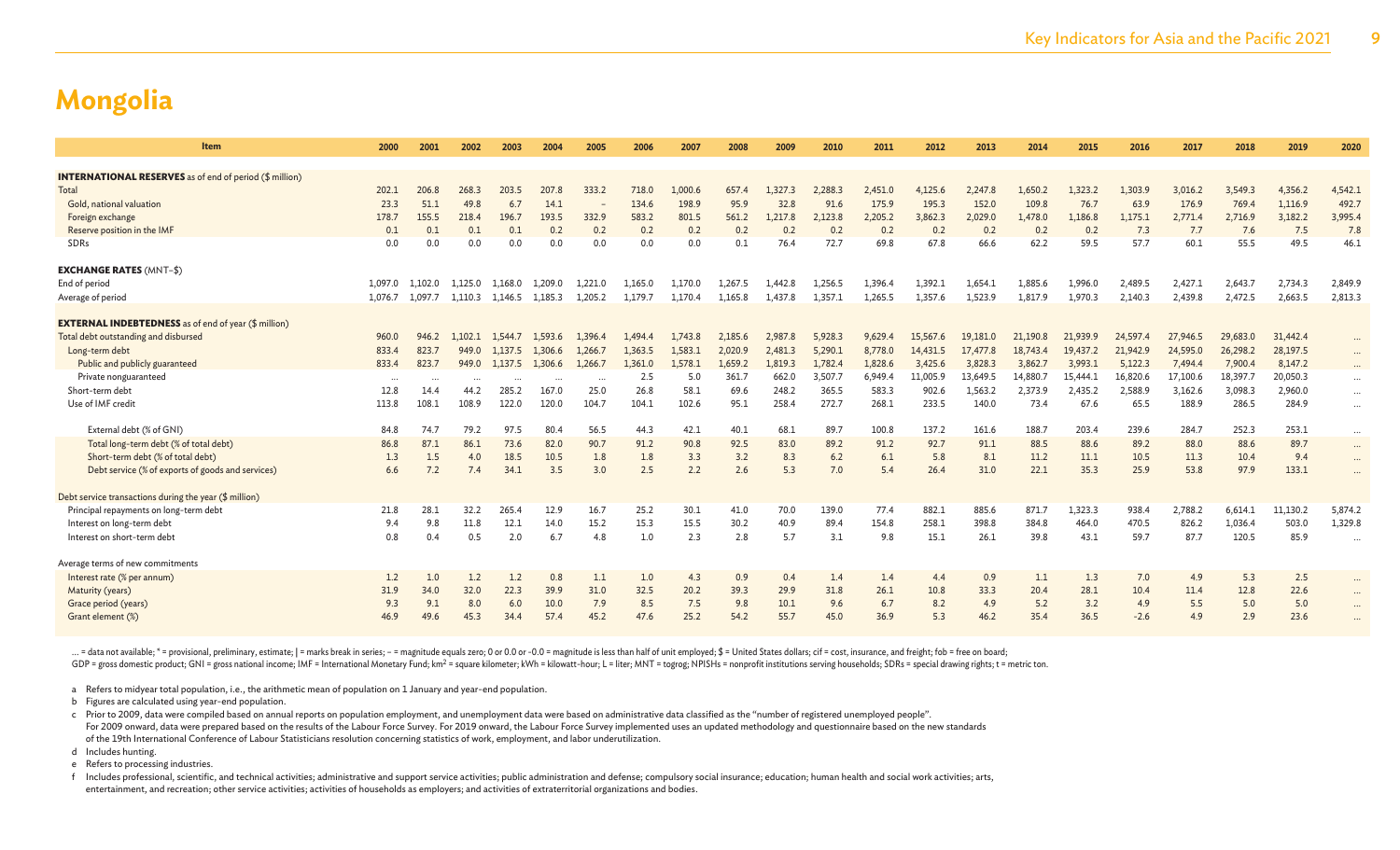# Mongolia

| Item | 2000 | 2001 | 2002 | 2003 | 2004 | 2005 | 2006 | 2007 | 2008 | 2009 | 2010 | 2011 | 2012 | 2013 | 2014 | 2015 | 2016 | 2017 | 2018 | 2019 | 2020 |
|---|---|---|---|---|---|---|---|---|---|---|---|---|---|---|---|---|---|---|---|---|---|
| **INTERNATIONAL RESERVES** as of end of period ($ million) | | | | | | | | | | | | | | | | | | | | | |
| Total | 202.1 | 206.8 | 268.3 | 203.5 | 207.8 | 333.2 | 718.0 | 1,000.6 | 657.4 | 1,327.3 | 2,288.3 | 2,451.0 | 4,125.6 | 2,247.8 | 1,650.2 | 1,323.2 | 1,303.9 | 3,016.2 | 3,549.3 | 4,356.2 | 4,542.1 |
| Gold, national valuation | 23.3 | 51.1 | 49.8 | 6.7 | 14.1 | – | 134.6 | 198.9 | 95.9 | 32.8 | 91.6 | 175.9 | 195.3 | 152.0 | 109.8 | 76.7 | 63.9 | 176.9 | 769.4 | 1,116.9 | 492.7 |
| Foreign exchange | 178.7 | 155.5 | 218.4 | 196.7 | 193.5 | 332.9 | 583.2 | 801.5 | 561.2 | 1,217.8 | 2,123.8 | 2,205.2 | 3,862.3 | 2,029.0 | 1,478.0 | 1,186.8 | 1,175.1 | 2,771.4 | 2,716.9 | 3,182.2 | 3,995.4 |
| Reserve position in the IMF | 0.1 | 0.1 | 0.1 | 0.1 | 0.2 | 0.2 | 0.2 | 0.2 | 0.2 | 0.2 | 0.2 | 0.2 | 0.2 | 0.2 | 0.2 | 0.2 | 7.3 | 7.7 | 7.6 | 7.5 | 7.8 |
| SDRs | 0.0 | 0.0 | 0.0 | 0.0 | 0.0 | 0.0 | 0.0 | 0.0 | 0.1 | 76.4 | 72.7 | 69.8 | 67.8 | 66.6 | 62.2 | 59.5 | 57.7 | 60.1 | 55.5 | 49.5 | 46.1 |
| **EXCHANGE RATES** (MNT–$) | | | | | | | | | | | | | | | | | | | | | |
| End of period | 1,097.0 | 1,102.0 | 1,125.0 | 1,168.0 | 1,209.0 | 1,221.0 | 1,165.0 | 1,170.0 | 1,267.5 | 1,442.8 | 1,256.5 | 1,396.4 | 1,392.1 | 1,654.1 | 1,885.6 | 1,996.0 | 2,489.5 | 2,427.1 | 2,643.7 | 2,734.3 | 2,849.9 |
| Average of period | 1,076.7 | 1,097.7 | 1,110.3 | 1,146.5 | 1,185.3 | 1,205.2 | 1,179.7 | 1,170.4 | 1,165.8 | 1,437.8 | 1,357.1 | 1,265.5 | 1,357.6 | 1,523.9 | 1,817.9 | 1,970.3 | 2,140.3 | 2,439.8 | 2,472.5 | 2,663.5 | 2,813.3 |
| **EXTERNAL INDEBTEDNESS** as of end of year ($ million) | | | | | | | | | | | | | | | | | | | | | |
| Total debt outstanding and disbursed | 960.0 | 946.2 | 1,102.1 | 1,544.7 | 1,593.6 | 1,396.4 | 1,494.4 | 1,743.8 | 2,185.6 | 2,987.8 | 5,928.3 | 9,629.4 | 15,567.6 | 19,181.0 | 21,190.8 | 21,939.9 | 24,597.4 | 27,946.5 | 29,683.0 | 31,442.4 | ... |
| Long-term debt | 833.4 | 823.7 | 949.0 | 1,137.5 | 1,306.6 | 1,266.7 | 1,363.5 | 1,583.1 | 2,020.9 | 2,481.3 | 5,290.1 | 8,778.0 | 14,431.5 | 17,477.8 | 18,743.4 | 19,437.2 | 21,942.9 | 24,595.0 | 26,298.2 | 28,197.5 | ... |
| Public and publicly guaranteed | 833.4 | 823.7 | 949.0 | 1,137.5 | 1,306.6 | 1,266.7 | 1,361.0 | 1,578.1 | 1,659.2 | 1,819.3 | 1,782.4 | 1,828.6 | 3,425.6 | 3,828.3 | 3,862.7 | 3,993.1 | 5,122.3 | 7,494.4 | 7,900.4 | 8,147.2 | ... |
| Private nonguaranteed | ... | ... | ... | ... | ... | ... | 2.5 | 5.0 | 361.7 | 662.0 | 3,507.7 | 6,949.4 | 11,005.9 | 13,649.5 | 14,880.7 | 15,444.1 | 16,820.6 | 17,100.6 | 18,397.7 | 20,050.3 | ... |
| Short-term debt | 12.8 | 14.4 | 44.2 | 285.2 | 167.0 | 25.0 | 26.8 | 58.1 | 69.6 | 248.2 | 365.5 | 583.3 | 902.6 | 1,563.2 | 2,373.9 | 2,435.2 | 2,588.9 | 3,162.6 | 3,098.3 | 2,960.0 | ... |
| Use of IMF credit | 113.8 | 108.1 | 108.9 | 122.0 | 120.0 | 104.7 | 104.1 | 102.6 | 95.1 | 258.4 | 272.7 | 268.1 | 233.5 | 140.0 | 73.4 | 67.6 | 65.5 | 188.9 | 286.5 | 284.9 | ... |
| External debt (% of GNI) | 84.8 | 74.7 | 79.2 | 97.5 | 80.4 | 56.5 | 44.3 | 42.1 | 40.1 | 68.1 | 89.7 | 100.8 | 137.2 | 161.6 | 188.7 | 203.4 | 239.6 | 284.7 | 252.3 | 253.1 | ... |
| Total long-term debt (% of total debt) | 86.8 | 87.1 | 86.1 | 73.6 | 82.0 | 90.7 | 91.2 | 90.8 | 92.5 | 83.0 | 89.2 | 91.2 | 92.7 | 91.1 | 88.5 | 88.6 | 89.2 | 88.0 | 88.6 | 89.7 | ... |
| Short-term debt (% of total debt) | 1.3 | 1.5 | 4.0 | 18.5 | 10.5 | 1.8 | 1.8 | 3.3 | 3.2 | 8.3 | 6.2 | 6.1 | 5.8 | 8.1 | 11.2 | 11.1 | 10.5 | 11.3 | 10.4 | 9.4 | ... |
| Debt service (% of exports of goods and services) | 6.6 | 7.2 | 7.4 | 34.1 | 3.5 | 3.0 | 2.5 | 2.2 | 2.6 | 5.3 | 7.0 | 5.4 | 26.4 | 31.0 | 22.1 | 35.3 | 25.9 | 53.8 | 97.9 | 133.1 | ... |
| Debt service transactions during the year ($ million) | | | | | | | | | | | | | | | | | | | | | |
| Principal repayments on long-term debt | 21.8 | 28.1 | 32.2 | 265.4 | 12.9 | 16.7 | 25.2 | 30.1 | 41.0 | 70.0 | 139.0 | 77.4 | 882.1 | 885.6 | 871.7 | 1,323.3 | 938.4 | 2,788.2 | 6,614.1 | 11,130.2 | 5,874.2 |
| Interest on long-term debt | 9.4 | 9.8 | 11.8 | 12.1 | 14.0 | 15.2 | 15.3 | 15.5 | 30.2 | 40.9 | 89.4 | 154.8 | 258.1 | 398.8 | 384.8 | 464.0 | 470.5 | 826.2 | 1,036.4 | 503.0 | 1,329.8 |
| Interest on short-term debt | 0.8 | 0.4 | 0.5 | 2.0 | 6.7 | 4.8 | 1.0 | 2.3 | 2.8 | 5.7 | 3.1 | 9.8 | 15.1 | 26.1 | 39.8 | 43.1 | 59.7 | 87.7 | 120.5 | 85.9 | ... |
| Average terms of new commitments | | | | | | | | | | | | | | | | | | | | | |
| Interest rate (% per annum) | 1.2 | 1.0 | 1.2 | 1.2 | 0.8 | 1.1 | 1.0 | 4.3 | 0.9 | 0.4 | 1.4 | 1.4 | 4.4 | 0.9 | 1.1 | 1.3 | 7.0 | 4.9 | 5.3 | 2.5 | ... |
| Maturity (years) | 31.9 | 34.0 | 32.0 | 22.3 | 39.9 | 31.0 | 32.5 | 20.2 | 39.3 | 29.9 | 31.8 | 26.1 | 10.8 | 33.3 | 20.4 | 28.1 | 10.4 | 11.4 | 12.8 | 22.6 | ... |
| Grace period (years) | 9.3 | 9.1 | 8.0 | 6.0 | 10.0 | 7.9 | 8.5 | 7.5 | 9.8 | 10.1 | 9.6 | 6.7 | 8.2 | 4.9 | 5.2 | 3.2 | 4.9 | 5.5 | 5.0 | 5.0 | ... |
| Grant element (%) | 46.9 | 49.6 | 45.3 | 34.4 | 57.4 | 45.2 | 47.6 | 25.2 | 54.2 | 55.7 | 45.0 | 36.9 | 5.3 | 46.2 | 35.4 | 36.5 | -2.6 | 4.9 | 2.9 | 23.6 | ... |

... = data not available; * = provisional, preliminary, estimate; | = marks break in series; – = magnitude equals zero; 0 or 0.0 or -0.0 = magnitude is less than half of unit employed; $ = United States dollars; cif = cost, insurance, and freight; fob = free on board; GDP = gross domestic product; GNI = gross national income; IMF = International Monetary Fund; km² = square kilometer; kWh = kilowatt-hour; L = liter; MNT = togrog; NPISHs = nonprofit institutions serving households; SDRs = special drawing rights; t = metric ton.

a Refers to midyear total population, i.e., the arithmetic mean of population on 1 January and year-end population.

b Figures are calculated using year-end population.

c Prior to 2009, data were compiled based on annual reports on population employment, and unemployment data were based on administrative data classified as the "number of registered unemployed people". For 2009 onward, data were prepared based on the results of the Labour Force Survey. For 2019 onward, the Labour Force Survey implemented uses an updated methodology and questionnaire based on the new standards of the 19th International Conference of Labour Statisticians resolution concerning statistics of work, employment, and labor underutilization.

d Includes hunting.

e Refers to processing industries.

f Includes professional, scientific, and technical activities; administrative and support service activities; public administration and defense; compulsory social insurance; education; human health and social work activities; arts, entertainment, and recreation; other service activities; activities of households as employers; and activities of extraterritorial organizations and bodies.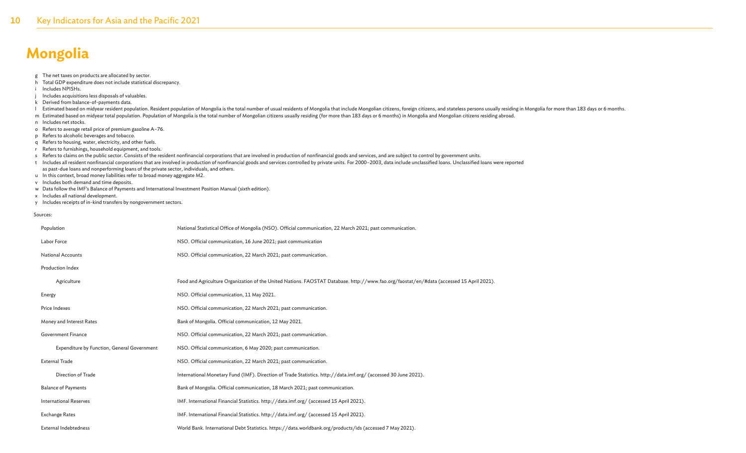# Mongolia

g The net taxes on products are allocated by sector.
h Total GDP expenditure does not include statistical discrepancy.
i Includes NPISHs.
j Includes acquisitions less disposals of valuables.
k Derived from balance-of-payments data.
l Estimated based on midyear resident population. Resident population of Mongolia is the total number of usual residents of Mongolia that include Mongolian citizens, foreign citizens, and stateless persons usually residing in Mongolia for more than 183 days or 6 months.
m Estimated based on midyear total population. Population of Mongolia is the total number of Mongolian citizens usually residing (for more than 183 days or 6 months) in Mongolia and Mongolian citizens residing abroad.
n Includes net stocks.
o Refers to average retail price of premium gasoline A–76.
p Refers to alcoholic beverages and tobacco.
q Refers to housing, water, electricity, and other fuels.
r Refers to furnishings, household equipment, and tools.
s Refers to claims on the public sector. Consists of the resident nonfinancial corporations that are involved in production of nonfinancial goods and services, and are subject to control by government units.
t Includes all resident nonfinancial corporations that are involved in production of nonfinancial goods and services controlled by private units. For 2000–2003, data include unclassified loans. Unclassified loans were reported as past-due loans and nonperforming loans of the private sector, individuals, and others.
u In this context, broad money liabilities refer to broad money aggregate M2.
v Includes both demand and time deposits.
w Data follow the IMF's Balance of Payments and International Investment Position Manual (sixth edition).
x Includes all national development.
y Includes receipts of in-kind transfers by nongovernment sectors.

Sources:

| | |
|---|---|
| Population | National Statistical Office of Mongolia (NSO). Official communication, 22 March 2021; past communication. |
| Labor Force | NSO. Official communication, 16 June 2021; past communication |
| National Accounts | NSO. Official communication, 22 March 2021; past communication. |
| Production Index | |
| Agriculture | Food and Agriculture Organization of the United Nations. FAOSTAT Database. http://www.fao.org/faostat/en/#data (accessed 15 April 2021). |
| Energy | NSO. Official communication, 11 May 2021. |
| Price Indexes | NSO. Official communication, 22 March 2021; past communication. |
| Money and Interest Rates | Bank of Mongolia. Official communication, 12 May 2021. |
| Government Finance | NSO. Official communication, 22 March 2021; past communication. |
| Expenditure by Function, General Government | NSO. Official communication, 6 May 2020; past communication. |
| External Trade | NSO. Official communication, 22 March 2021; past communication. |
| Direction of Trade | International Monetary Fund (IMF). Direction of Trade Statistics. http://data.imf.org/ (accessed 30 June 2021). |
| Balance of Payments | Bank of Mongolia. Official communication, 18 March 2021; past communication. |
| International Reserves | IMF. International Financial Statistics. http://data.imf.org/ (accessed 15 April 2021). |
| Exchange Rates | IMF. International Financial Statistics. http://data.imf.org/ (accessed 15 April 2021). |
| External Indebtedness | World Bank. International Debt Statistics. https://data.worldbank.org/products/ids (accessed 7 May 2021). |